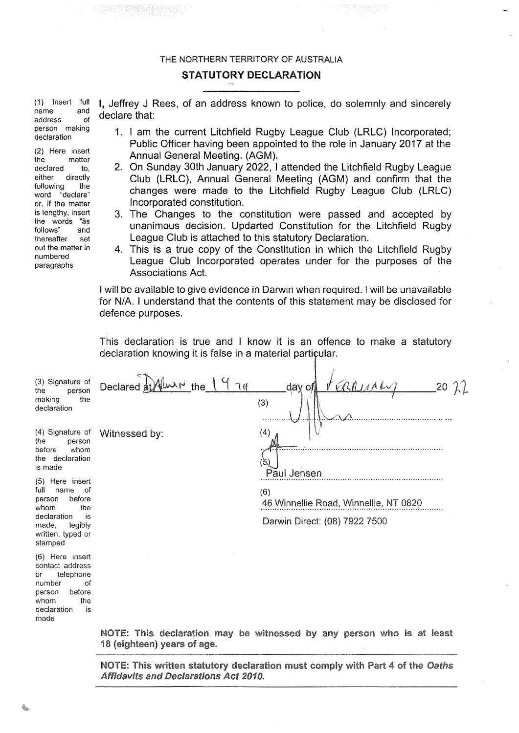THE NORTHERN TERRITORY OF AUSTRALIA

## STATUTORY DECLARATION

(1) Insert full name and address of person making declaration

(2) Here insert the matter declared to, either directly following the word "declare" or, if the matter is lengthy, insert the words "as follows" and thereafter set out the matter in numbered paragraphs

I, Jeffrey J Rees, of an address known to police, do solemnly and sincerely declare that:

1. I am the current Litchfield Rugby League Club (LRLC) Incorporated; Public Officer having been appointed to the role in January 2017 at the Annual General Meeting. (AGM).
2. On Sunday 30th January 2022, I attended the Litchfield Rugby League Club (LRLC), Annual General Meeting (AGM) and confirm that the changes were made to the Litchfield Rugby League Club (LRLC) Incorporated constitution.
3. The Changes to the constitution were passed and accepted by unanimous decision. Updarted Constitution for the Litchfield Rugby League Club is attached to this statutory Declaration.
4. This is a true copy of the Constitution in which the Litchfield Rugby League Club Incorporated operates under for the purposes of the Associations Act.

I will be available to give evidence in Darwin when required. I will be unavailable for N/A. I understand that the contents of this statement may be disclosed for defence purposes.

This declaration is true and I know it is an offence to make a statutory declaration knowing it is false in a material particular.

(3) Signature of the person making the declaration

Declared at Darwin the 19th day of February 2022

(3) [signature]

(4) Signature of the person before whom the declaration is made

Witnessed by:

(4) [signature]

(5) Here insert full name of person before whom the declaration is made, legibly written, typed or stamped

(5) Paul Jensen

(6) Here insert contact address or telephone number of person before whom the declaration is made

(6) 46 Winnellie Road, Winnellie, NT 0820

Darwin Direct: (08) 7922 7500

**NOTE: This declaration may be witnessed by any person who is at least 18 (eighteen) years of age.**

**NOTE: This written statutory declaration must comply with Part 4 of the *Oaths Affidavits and Declarations Act 2010*.**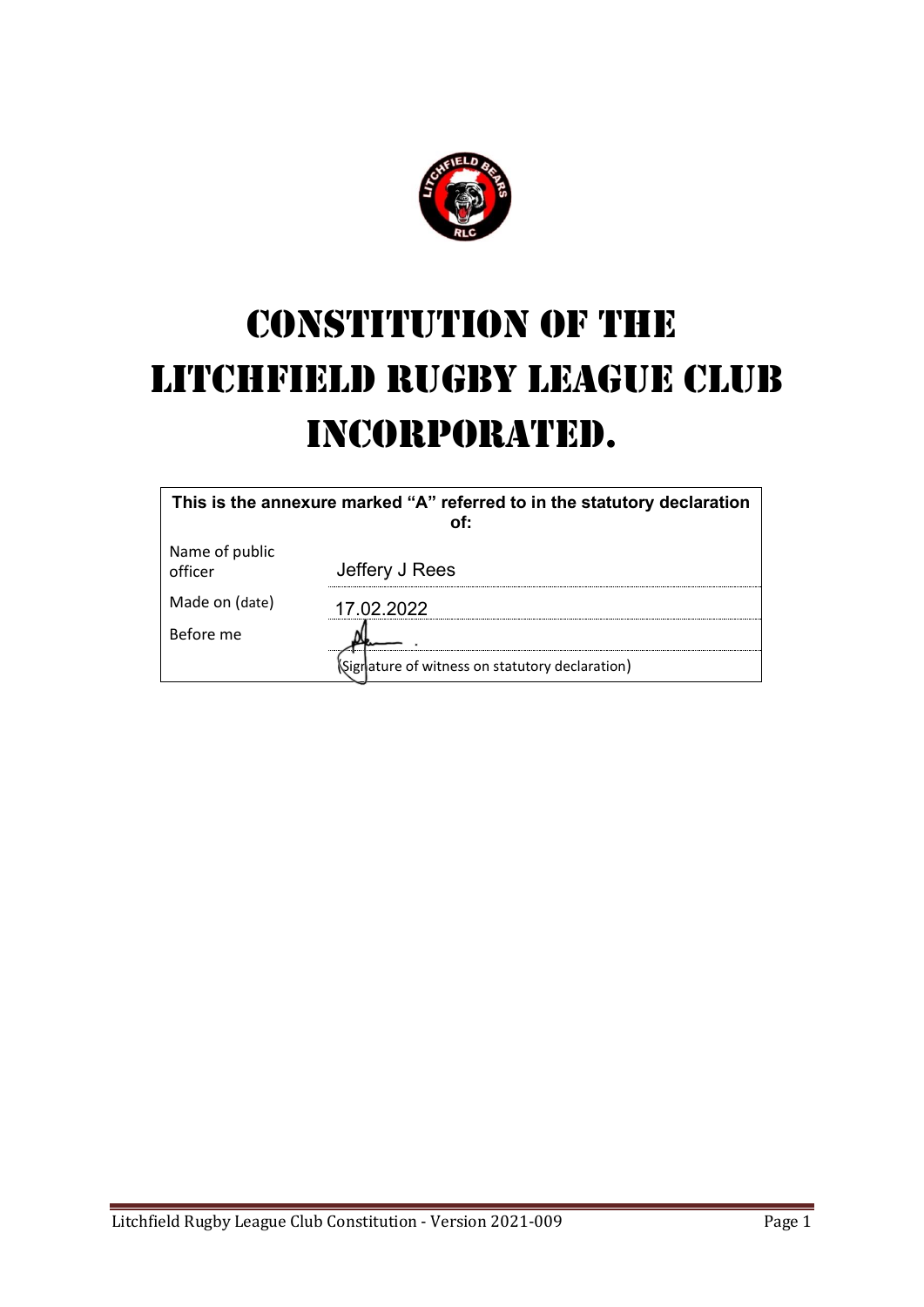# CONSTITUTION OF THE LITCHFIELD RUGBY LEAGUE CLUB INCORPORATED.

| This is the annexure marked "A" referred to in the statutory declaration of: | |
|---|---|
| Name of public officer | Jeffery J Rees |
| Made on (date) | 17.02.2022 |
| Before me | |
| | (Signature of witness on statutory declaration) |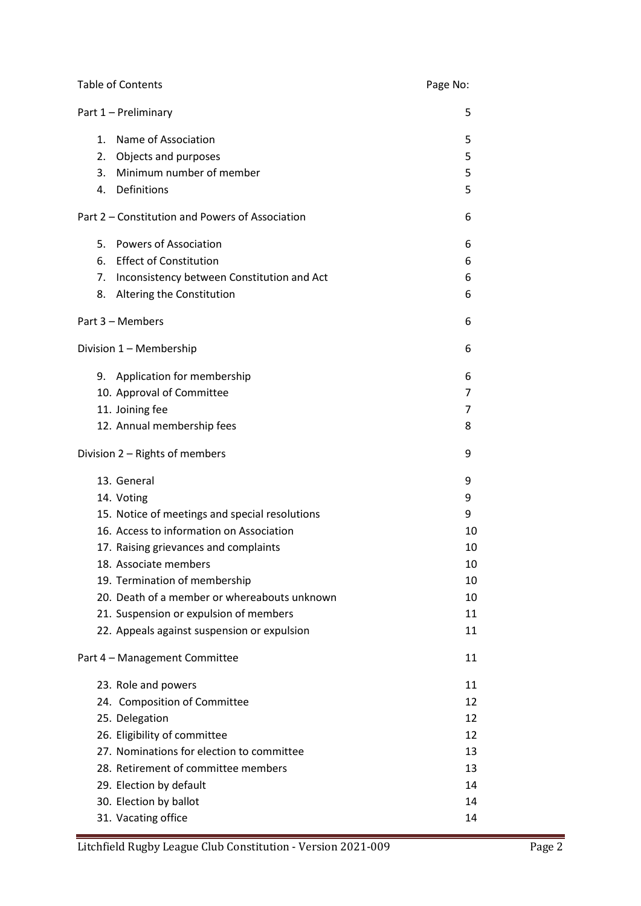| Table of Contents | Page No: |
|---|---|
| Part 1 – Preliminary | 5 |
| 1. Name of Association | 5 |
| 2. Objects and purposes | 5 |
| 3. Minimum number of member | 5 |
| 4. Definitions | 5 |
| Part 2 – Constitution and Powers of Association | 6 |
| 5. Powers of Association | 6 |
| 6. Effect of Constitution | 6 |
| 7. Inconsistency between Constitution and Act | 6 |
| 8. Altering the Constitution | 6 |
| Part 3 – Members | 6 |
| Division 1 – Membership | 6 |
| 9. Application for membership | 6 |
| 10. Approval of Committee | 7 |
| 11. Joining fee | 7 |
| 12. Annual membership fees | 8 |
| Division 2 – Rights of members | 9 |
| 13. General | 9 |
| 14. Voting | 9 |
| 15. Notice of meetings and special resolutions | 9 |
| 16. Access to information on Association | 10 |
| 17. Raising grievances and complaints | 10 |
| 18. Associate members | 10 |
| 19. Termination of membership | 10 |
| 20. Death of a member or whereabouts unknown | 10 |
| 21. Suspension or expulsion of members | 11 |
| 22. Appeals against suspension or expulsion | 11 |
| Part 4 – Management Committee | 11 |
| 23. Role and powers | 11 |
| 24. Composition of Committee | 12 |
| 25. Delegation | 12 |
| 26. Eligibility of committee | 12 |
| 27. Nominations for election to committee | 13 |
| 28. Retirement of committee members | 13 |
| 29. Election by default | 14 |
| 30. Election by ballot | 14 |
| 31. Vacating office | 14 |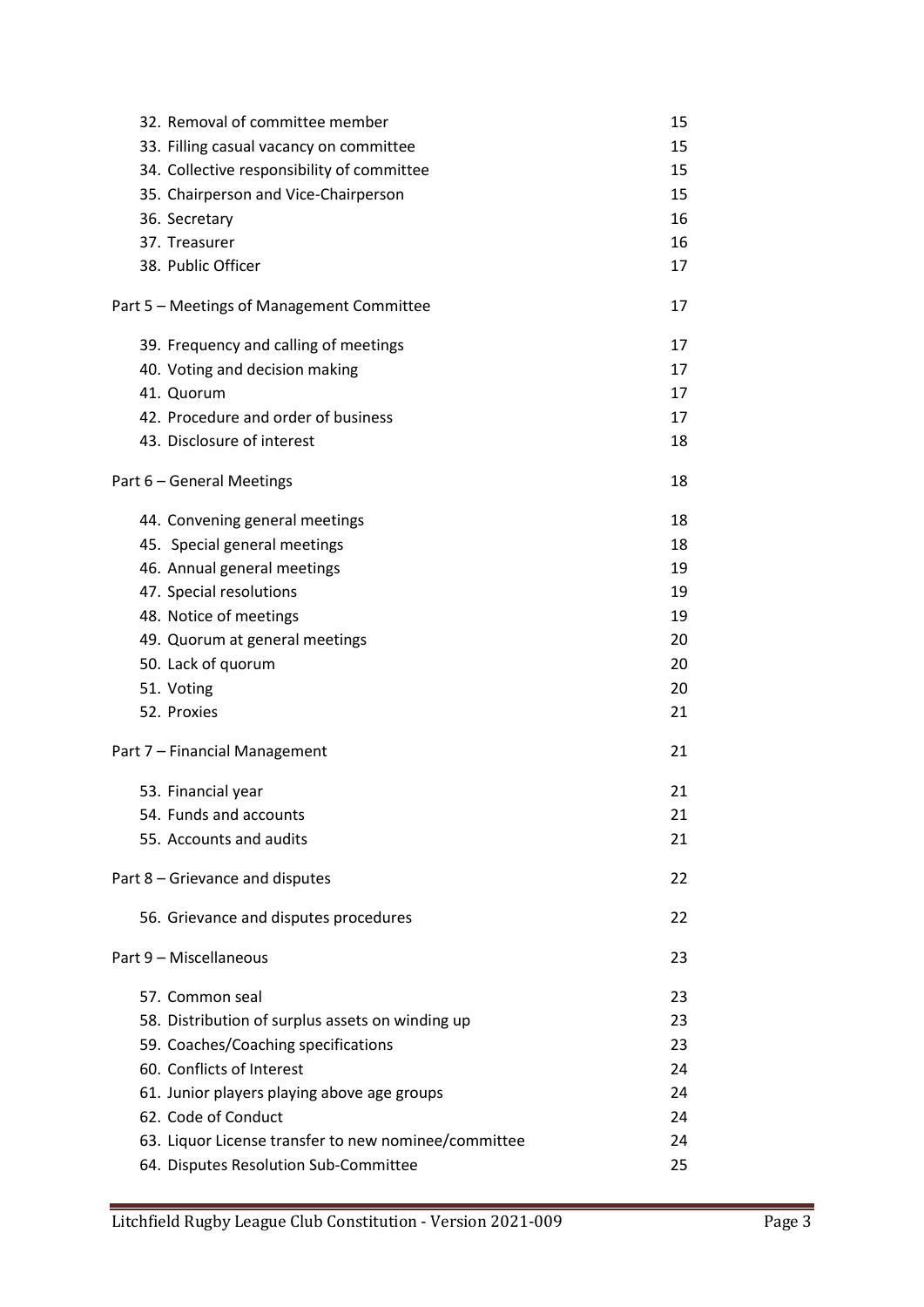| | |
|---|---|
| 32. Removal of committee member | 15 |
| 33. Filling casual vacancy on committee | 15 |
| 34. Collective responsibility of committee | 15 |
| 35. Chairperson and Vice-Chairperson | 15 |
| 36. Secretary | 16 |
| 37. Treasurer | 16 |
| 38. Public Officer | 17 |
| Part 5 – Meetings of Management Committee | 17 |
| 39. Frequency and calling of meetings | 17 |
| 40. Voting and decision making | 17 |
| 41. Quorum | 17 |
| 42. Procedure and order of business | 17 |
| 43. Disclosure of interest | 18 |
| Part 6 – General Meetings | 18 |
| 44. Convening general meetings | 18 |
| 45. Special general meetings | 18 |
| 46. Annual general meetings | 19 |
| 47. Special resolutions | 19 |
| 48. Notice of meetings | 19 |
| 49. Quorum at general meetings | 20 |
| 50. Lack of quorum | 20 |
| 51. Voting | 20 |
| 52. Proxies | 21 |
| Part 7 – Financial Management | 21 |
| 53. Financial year | 21 |
| 54. Funds and accounts | 21 |
| 55. Accounts and audits | 21 |
| Part 8 – Grievance and disputes | 22 |
| 56. Grievance and disputes procedures | 22 |
| Part 9 – Miscellaneous | 23 |
| 57. Common seal | 23 |
| 58. Distribution of surplus assets on winding up | 23 |
| 59. Coaches/Coaching specifications | 23 |
| 60. Conflicts of Interest | 24 |
| 61. Junior players playing above age groups | 24 |
| 62. Code of Conduct | 24 |
| 63. Liquor License transfer to new nominee/committee | 24 |
| 64. Disputes Resolution Sub-Committee | 25 |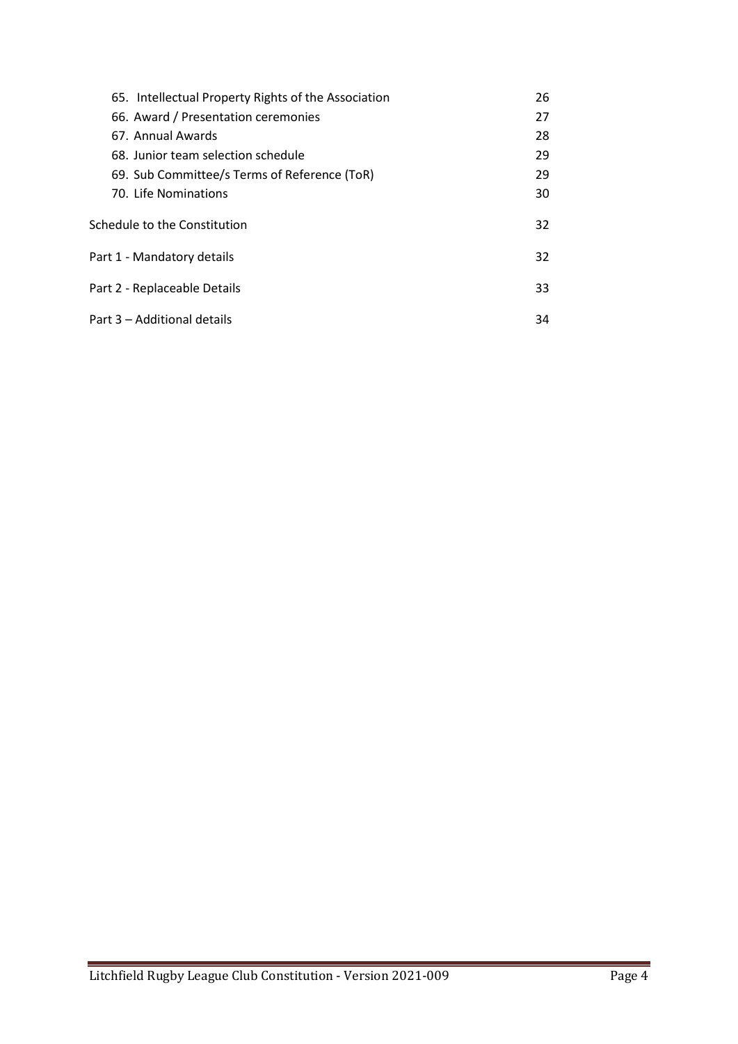| | |
|---|---|
| 65. Intellectual Property Rights of the Association | 26 |
| 66. Award / Presentation ceremonies | 27 |
| 67. Annual Awards | 28 |
| 68. Junior team selection schedule | 29 |
| 69. Sub Committee/s Terms of Reference (ToR) | 29 |
| 70. Life Nominations | 30 |
| Schedule to the Constitution | 32 |
| Part 1 - Mandatory details | 32 |
| Part 2 - Replaceable Details | 33 |
| Part 3 – Additional details | 34 |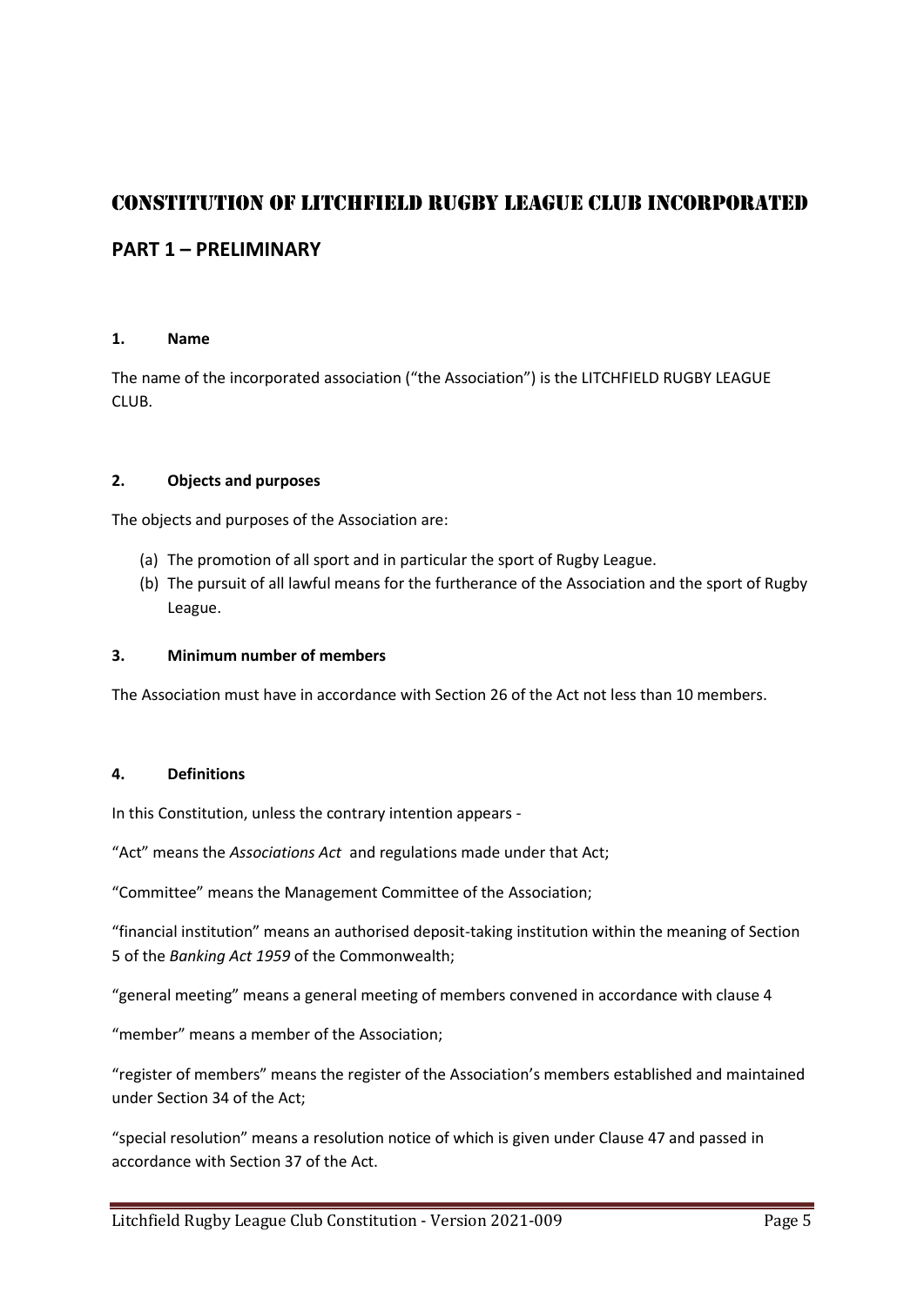# CONSTITUTION OF LITCHFIELD RUGBY LEAGUE CLUB INCORPORATED

## PART 1 – PRELIMINARY

### 1. Name

The name of the incorporated association ("the Association") is the LITCHFIELD RUGBY LEAGUE CLUB.

### 2. Objects and purposes

The objects and purposes of the Association are:

(a) The promotion of all sport and in particular the sport of Rugby League.
(b) The pursuit of all lawful means for the furtherance of the Association and the sport of Rugby League.

### 3. Minimum number of members

The Association must have in accordance with Section 26 of the Act not less than 10 members.

### 4. Definitions

In this Constitution, unless the contrary intention appears -

"Act" means the *Associations Act* and regulations made under that Act;

"Committee" means the Management Committee of the Association;

"financial institution" means an authorised deposit-taking institution within the meaning of Section 5 of the *Banking Act 1959* of the Commonwealth;

"general meeting" means a general meeting of members convened in accordance with clause 4

"member" means a member of the Association;

"register of members" means the register of the Association's members established and maintained under Section 34 of the Act;

"special resolution" means a resolution notice of which is given under Clause 47 and passed in accordance with Section 37 of the Act.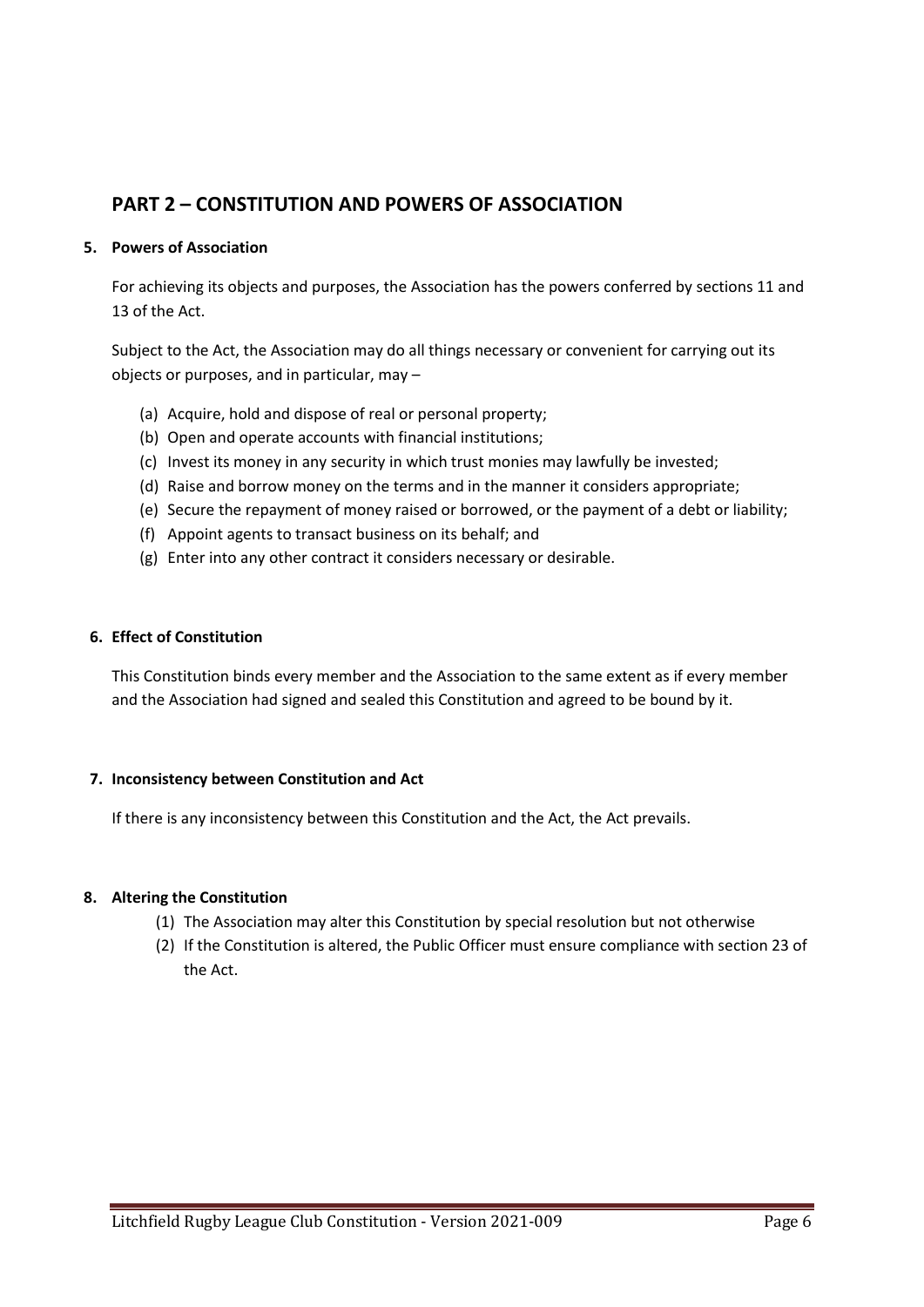## PART 2 – CONSTITUTION AND POWERS OF ASSOCIATION

### 5. Powers of Association

For achieving its objects and purposes, the Association has the powers conferred by sections 11 and 13 of the Act.

Subject to the Act, the Association may do all things necessary or convenient for carrying out its objects or purposes, and in particular, may –

(a) Acquire, hold and dispose of real or personal property;
(b) Open and operate accounts with financial institutions;
(c) Invest its money in any security in which trust monies may lawfully be invested;
(d) Raise and borrow money on the terms and in the manner it considers appropriate;
(e) Secure the repayment of money raised or borrowed, or the payment of a debt or liability;
(f) Appoint agents to transact business on its behalf; and
(g) Enter into any other contract it considers necessary or desirable.

### 6. Effect of Constitution

This Constitution binds every member and the Association to the same extent as if every member and the Association had signed and sealed this Constitution and agreed to be bound by it.

### 7. Inconsistency between Constitution and Act

If there is any inconsistency between this Constitution and the Act, the Act prevails.

### 8. Altering the Constitution

(1) The Association may alter this Constitution by special resolution but not otherwise
(2) If the Constitution is altered, the Public Officer must ensure compliance with section 23 of the Act.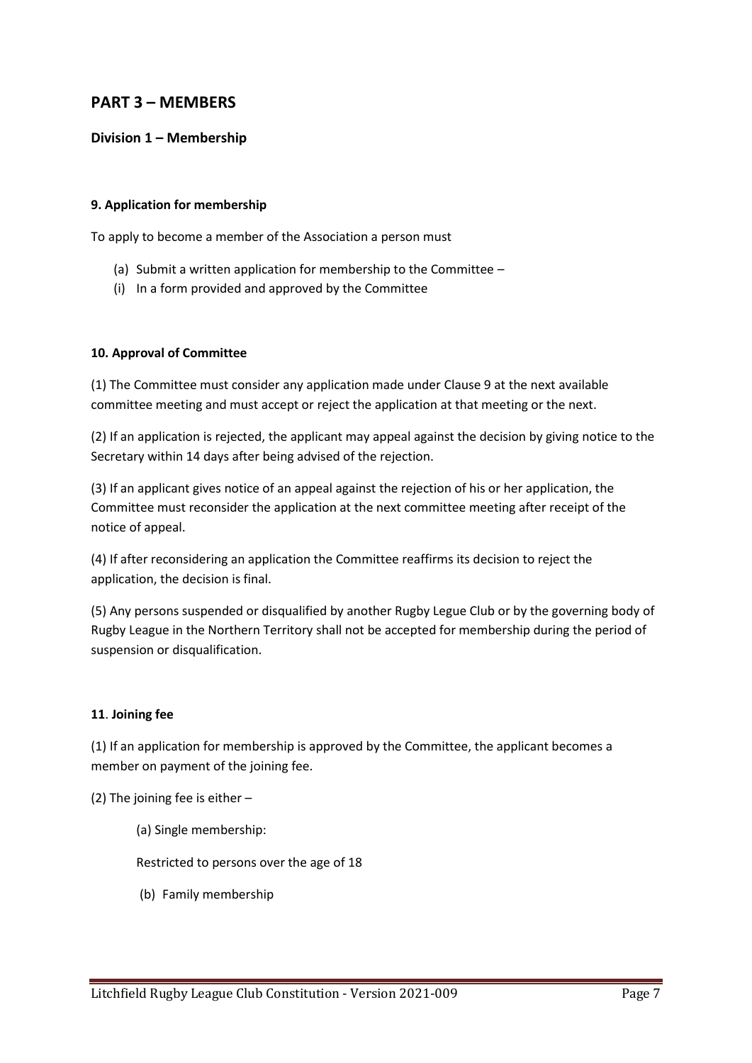## PART 3 – MEMBERS

### Division 1 – Membership

**9. Application for membership**

To apply to become a member of the Association a person must

(a) Submit a written application for membership to the Committee –

(i) In a form provided and approved by the Committee

**10. Approval of Committee**

(1) The Committee must consider any application made under Clause 9 at the next available committee meeting and must accept or reject the application at that meeting or the next.

(2) If an application is rejected, the applicant may appeal against the decision by giving notice to the Secretary within 14 days after being advised of the rejection.

(3) If an applicant gives notice of an appeal against the rejection of his or her application, the Committee must reconsider the application at the next committee meeting after receipt of the notice of appeal.

(4) If after reconsidering an application the Committee reaffirms its decision to reject the application, the decision is final.

(5) Any persons suspended or disqualified by another Rugby Legue Club or by the governing body of Rugby League in the Northern Territory shall not be accepted for membership during the period of suspension or disqualification.

**11. Joining fee**

(1) If an application for membership is approved by the Committee, the applicant becomes a member on payment of the joining fee.

(2) The joining fee is either –

(a) Single membership:

Restricted to persons over the age of 18

(b) Family membership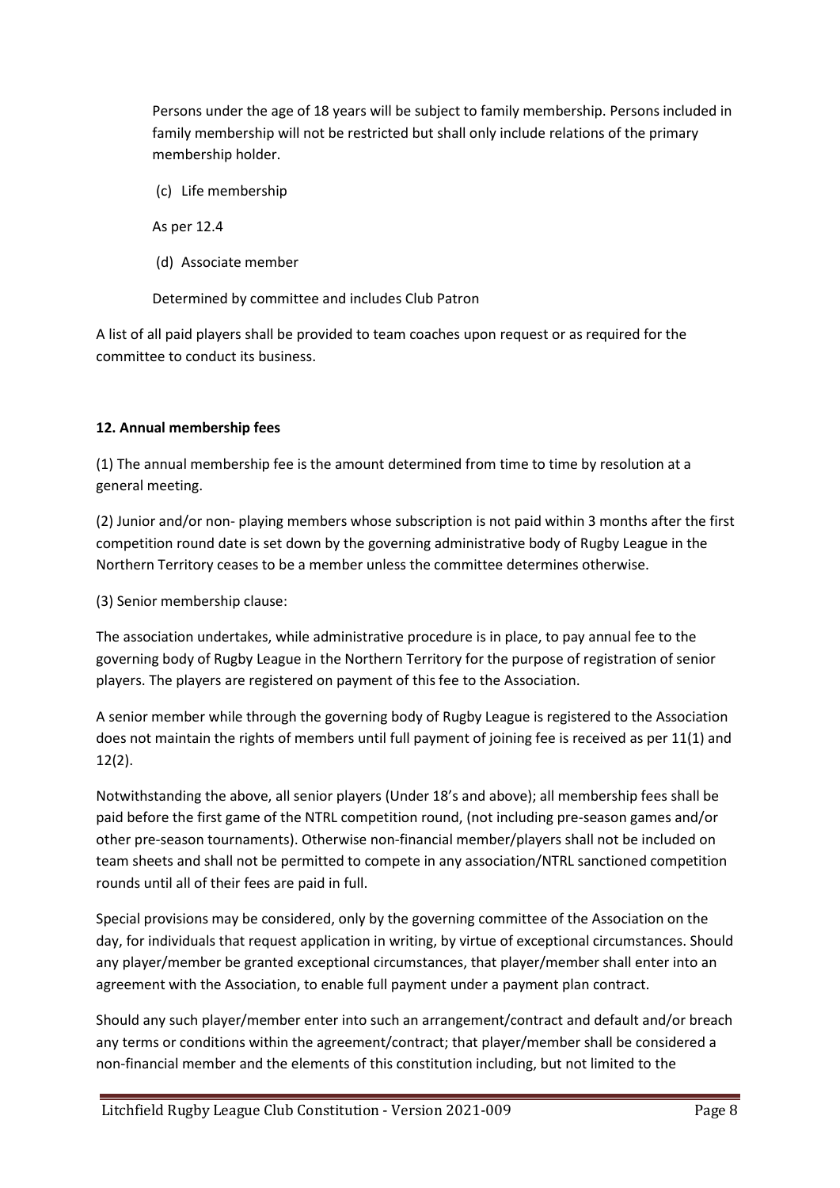Persons under the age of 18 years will be subject to family membership. Persons included in family membership will not be restricted but shall only include relations of the primary membership holder.

(c) Life membership

As per 12.4

(d) Associate member

Determined by committee and includes Club Patron

A list of all paid players shall be provided to team coaches upon request or as required for the committee to conduct its business.

**12. Annual membership fees**

(1) The annual membership fee is the amount determined from time to time by resolution at a general meeting.

(2) Junior and/or non- playing members whose subscription is not paid within 3 months after the first competition round date is set down by the governing administrative body of Rugby League in the Northern Territory ceases to be a member unless the committee determines otherwise.

(3) Senior membership clause:

The association undertakes, while administrative procedure is in place, to pay annual fee to the governing body of Rugby League in the Northern Territory for the purpose of registration of senior players. The players are registered on payment of this fee to the Association.

A senior member while through the governing body of Rugby League is registered to the Association does not maintain the rights of members until full payment of joining fee is received as per 11(1) and 12(2).

Notwithstanding the above, all senior players (Under 18's and above); all membership fees shall be paid before the first game of the NTRL competition round, (not including pre-season games and/or other pre-season tournaments). Otherwise non-financial member/players shall not be included on team sheets and shall not be permitted to compete in any association/NTRL sanctioned competition rounds until all of their fees are paid in full.

Special provisions may be considered, only by the governing committee of the Association on the day, for individuals that request application in writing, by virtue of exceptional circumstances. Should any player/member be granted exceptional circumstances, that player/member shall enter into an agreement with the Association, to enable full payment under a payment plan contract.

Should any such player/member enter into such an arrangement/contract and default and/or breach any terms or conditions within the agreement/contract; that player/member shall be considered a non-financial member and the elements of this constitution including, but not limited to the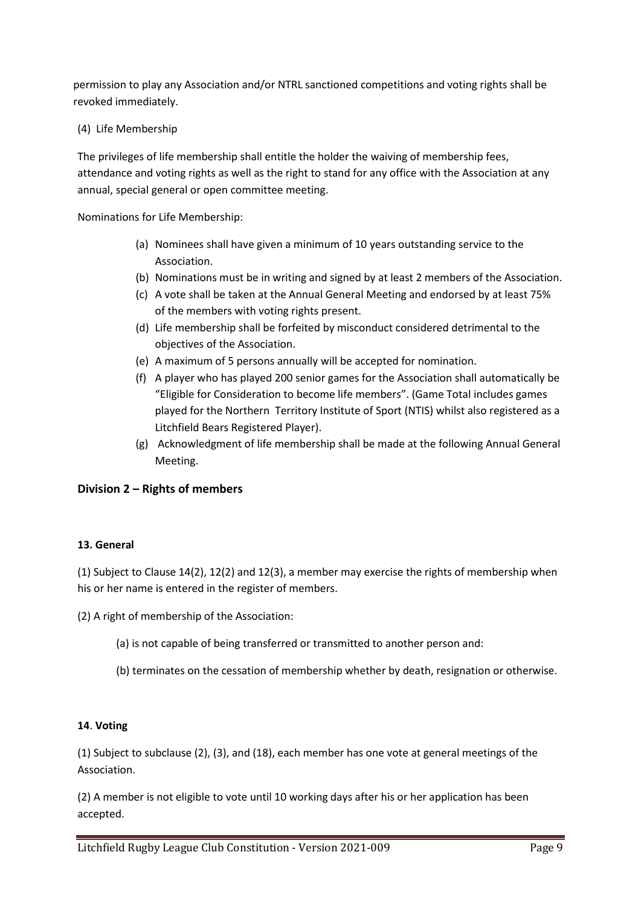permission to play any Association and/or NTRL sanctioned competitions and voting rights shall be revoked immediately.

(4) Life Membership

The privileges of life membership shall entitle the holder the waiving of membership fees, attendance and voting rights as well as the right to stand for any office with the Association at any annual, special general or open committee meeting.

Nominations for Life Membership:

(a) Nominees shall have given a minimum of 10 years outstanding service to the Association.
(b) Nominations must be in writing and signed by at least 2 members of the Association.
(c) A vote shall be taken at the Annual General Meeting and endorsed by at least 75% of the members with voting rights present.
(d) Life membership shall be forfeited by misconduct considered detrimental to the objectives of the Association.
(e) A maximum of 5 persons annually will be accepted for nomination.
(f) A player who has played 200 senior games for the Association shall automatically be "Eligible for Consideration to become life members". (Game Total includes games played for the Northern Territory Institute of Sport (NTIS) whilst also registered as a Litchfield Bears Registered Player).
(g) Acknowledgment of life membership shall be made at the following Annual General Meeting.

## Division 2 – Rights of members

#### 13. General

(1) Subject to Clause 14(2), 12(2) and 12(3), a member may exercise the rights of membership when his or her name is entered in the register of members.

(2) A right of membership of the Association:

(a) is not capable of being transferred or transmitted to another person and:

(b) terminates on the cessation of membership whether by death, resignation or otherwise.

#### 14. Voting

(1) Subject to subclause (2), (3), and (18), each member has one vote at general meetings of the Association.

(2) A member is not eligible to vote until 10 working days after his or her application has been accepted.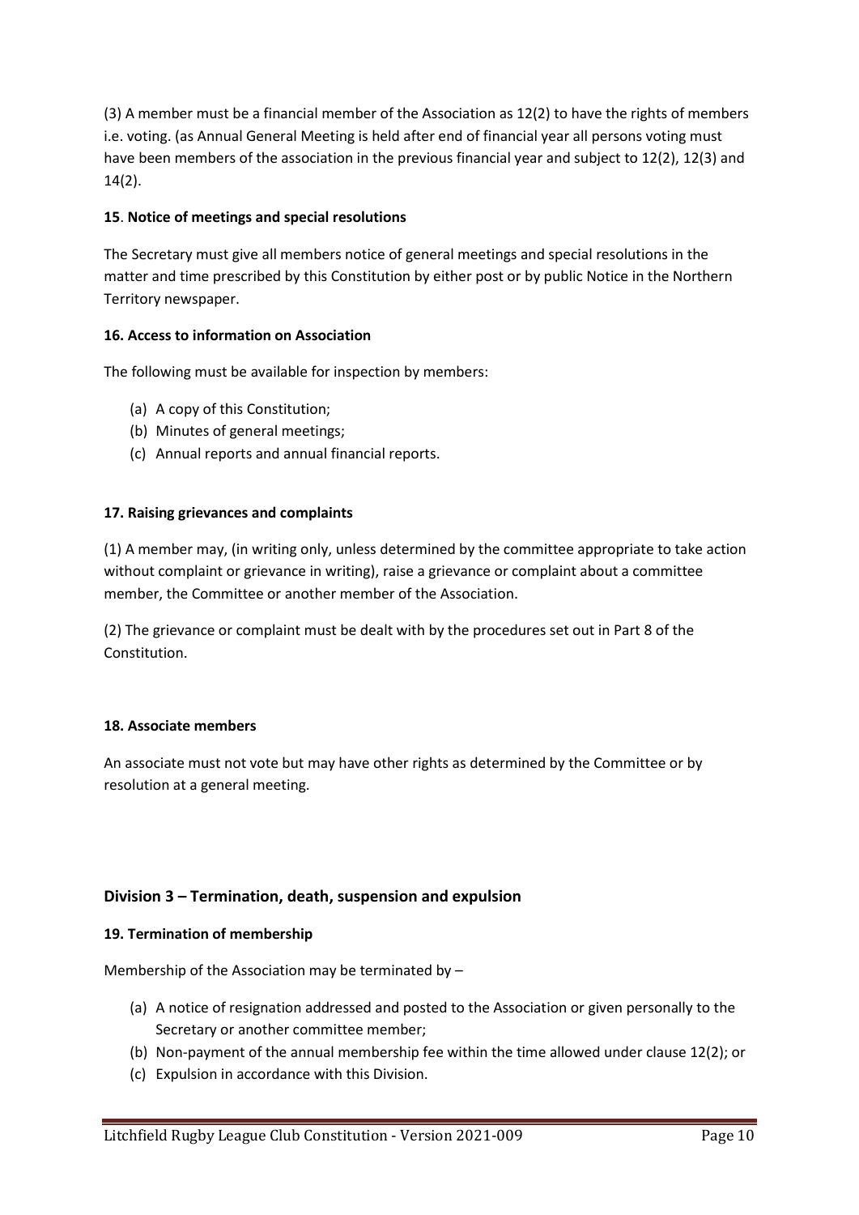(3) A member must be a financial member of the Association as 12(2) to have the rights of members i.e. voting. (as Annual General Meeting is held after end of financial year all persons voting must have been members of the association in the previous financial year and subject to 12(2), 12(3) and 14(2).

**15**. **Notice of meetings and special resolutions**

The Secretary must give all members notice of general meetings and special resolutions in the matter and time prescribed by this Constitution by either post or by public Notice in the Northern Territory newspaper.

**16. Access to information on Association**

The following must be available for inspection by members:

(a) A copy of this Constitution;
(b) Minutes of general meetings;
(c) Annual reports and annual financial reports.

**17. Raising grievances and complaints**

(1) A member may, (in writing only, unless determined by the committee appropriate to take action without complaint or grievance in writing), raise a grievance or complaint about a committee member, the Committee or another member of the Association.

(2) The grievance or complaint must be dealt with by the procedures set out in Part 8 of the Constitution.

**18. Associate members**

An associate must not vote but may have other rights as determined by the Committee or by resolution at a general meeting.

## Division 3 – Termination, death, suspension and expulsion

**19. Termination of membership**

Membership of the Association may be terminated by –

(a) A notice of resignation addressed and posted to the Association or given personally to the Secretary or another committee member;
(b) Non-payment of the annual membership fee within the time allowed under clause 12(2); or
(c) Expulsion in accordance with this Division.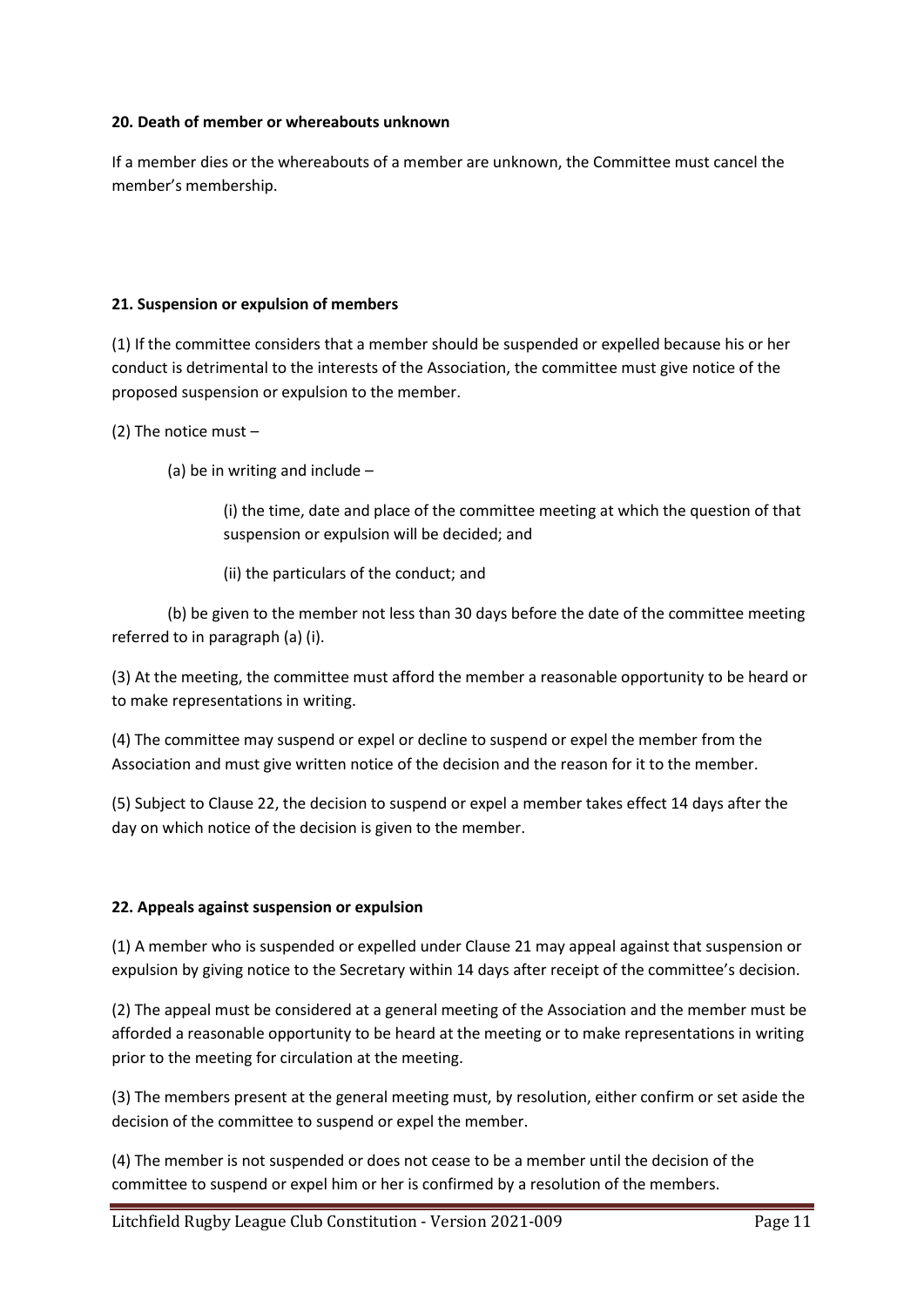#### 20. Death of member or whereabouts unknown

If a member dies or the whereabouts of a member are unknown, the Committee must cancel the member's membership.

#### 21. Suspension or expulsion of members

(1) If the committee considers that a member should be suspended or expelled because his or her conduct is detrimental to the interests of the Association, the committee must give notice of the proposed suspension or expulsion to the member.

(2) The notice must –

(a) be in writing and include –

(i) the time, date and place of the committee meeting at which the question of that suspension or expulsion will be decided; and

(ii) the particulars of the conduct; and

(b) be given to the member not less than 30 days before the date of the committee meeting referred to in paragraph (a) (i).

(3) At the meeting, the committee must afford the member a reasonable opportunity to be heard or to make representations in writing.

(4) The committee may suspend or expel or decline to suspend or expel the member from the Association and must give written notice of the decision and the reason for it to the member.

(5) Subject to Clause 22, the decision to suspend or expel a member takes effect 14 days after the day on which notice of the decision is given to the member.

#### 22. Appeals against suspension or expulsion

(1) A member who is suspended or expelled under Clause 21 may appeal against that suspension or expulsion by giving notice to the Secretary within 14 days after receipt of the committee's decision.

(2) The appeal must be considered at a general meeting of the Association and the member must be afforded a reasonable opportunity to be heard at the meeting or to make representations in writing prior to the meeting for circulation at the meeting.

(3) The members present at the general meeting must, by resolution, either confirm or set aside the decision of the committee to suspend or expel the member.

(4) The member is not suspended or does not cease to be a member until the decision of the committee to suspend or expel him or her is confirmed by a resolution of the members.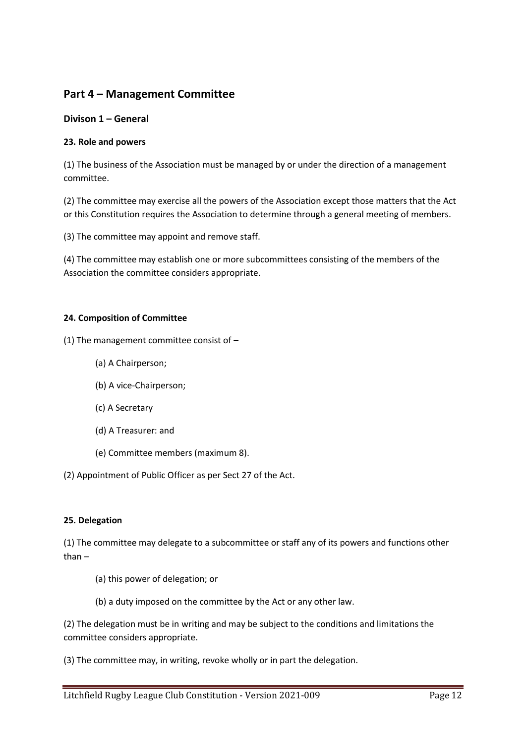## Part 4 – Management Committee

### Divison 1 – General

**23. Role and powers**

(1) The business of the Association must be managed by or under the direction of a management committee.

(2) The committee may exercise all the powers of the Association except those matters that the Act or this Constitution requires the Association to determine through a general meeting of members.

(3) The committee may appoint and remove staff.

(4) The committee may establish one or more subcommittees consisting of the members of the Association the committee considers appropriate.

**24. Composition of Committee**

(1) The management committee consist of –

(a) A Chairperson;

(b) A vice-Chairperson;

(c) A Secretary

(d) A Treasurer: and

(e) Committee members (maximum 8).

(2) Appointment of Public Officer as per Sect 27 of the Act.

**25. Delegation**

(1) The committee may delegate to a subcommittee or staff any of its powers and functions other than –

(a) this power of delegation; or

(b) a duty imposed on the committee by the Act or any other law.

(2) The delegation must be in writing and may be subject to the conditions and limitations the committee considers appropriate.

(3) The committee may, in writing, revoke wholly or in part the delegation.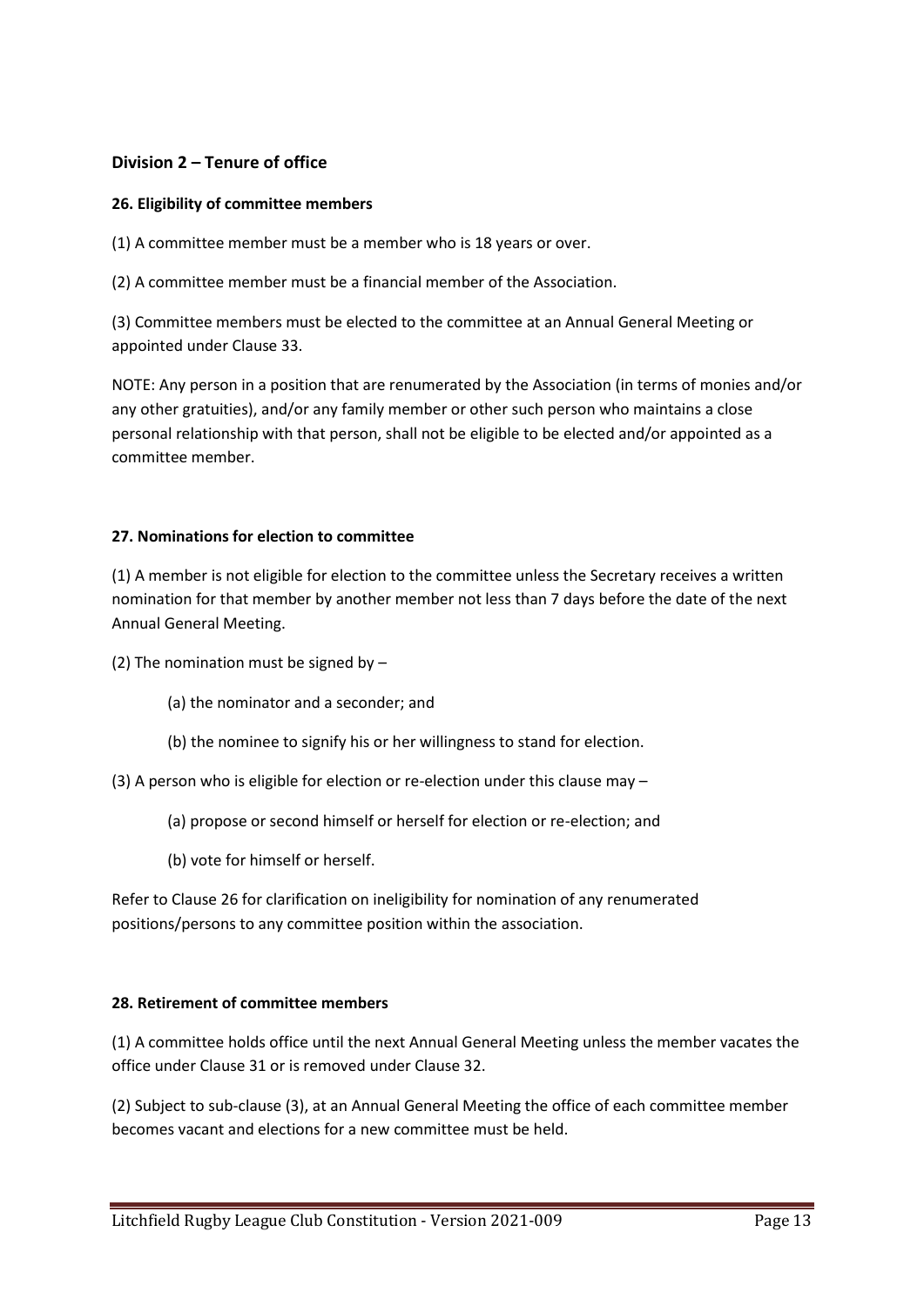## Division 2 – Tenure of office

### 26. Eligibility of committee members

(1) A committee member must be a member who is 18 years or over.

(2) A committee member must be a financial member of the Association.

(3) Committee members must be elected to the committee at an Annual General Meeting or appointed under Clause 33.

NOTE: Any person in a position that are renumerated by the Association (in terms of monies and/or any other gratuities), and/or any family member or other such person who maintains a close personal relationship with that person, shall not be eligible to be elected and/or appointed as a committee member.

### 27. Nominations for election to committee

(1) A member is not eligible for election to the committee unless the Secretary receives a written nomination for that member by another member not less than 7 days before the date of the next Annual General Meeting.

(2) The nomination must be signed by –

(a) the nominator and a seconder; and

(b) the nominee to signify his or her willingness to stand for election.

(3) A person who is eligible for election or re-election under this clause may –

(a) propose or second himself or herself for election or re-election; and

(b) vote for himself or herself.

Refer to Clause 26 for clarification on ineligibility for nomination of any renumerated positions/persons to any committee position within the association.

### 28. Retirement of committee members

(1) A committee holds office until the next Annual General Meeting unless the member vacates the office under Clause 31 or is removed under Clause 32.

(2) Subject to sub-clause (3), at an Annual General Meeting the office of each committee member becomes vacant and elections for a new committee must be held.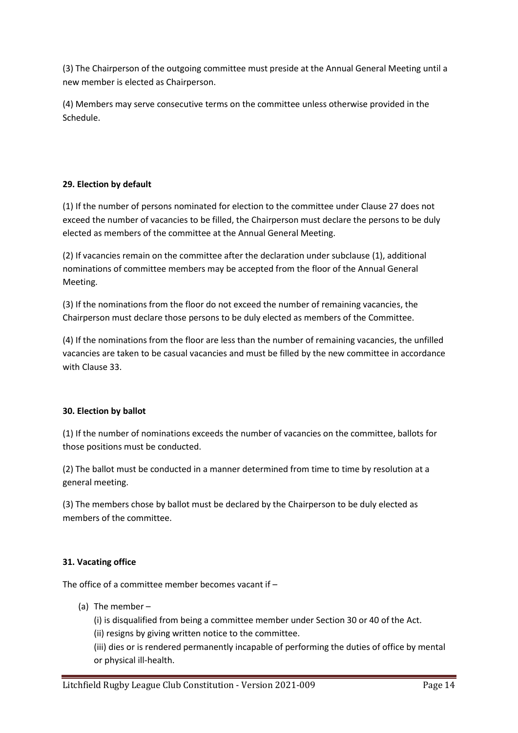(3) The Chairperson of the outgoing committee must preside at the Annual General Meeting until a new member is elected as Chairperson.

(4) Members may serve consecutive terms on the committee unless otherwise provided in the Schedule.

**29. Election by default**

(1) If the number of persons nominated for election to the committee under Clause 27 does not exceed the number of vacancies to be filled, the Chairperson must declare the persons to be duly elected as members of the committee at the Annual General Meeting.

(2) If vacancies remain on the committee after the declaration under subclause (1), additional nominations of committee members may be accepted from the floor of the Annual General Meeting.

(3) If the nominations from the floor do not exceed the number of remaining vacancies, the Chairperson must declare those persons to be duly elected as members of the Committee.

(4) If the nominations from the floor are less than the number of remaining vacancies, the unfilled vacancies are taken to be casual vacancies and must be filled by the new committee in accordance with Clause 33.

**30. Election by ballot**

(1) If the number of nominations exceeds the number of vacancies on the committee, ballots for those positions must be conducted.

(2) The ballot must be conducted in a manner determined from time to time by resolution at a general meeting.

(3) The members chose by ballot must be declared by the Chairperson to be duly elected as members of the committee.

**31. Vacating office**

The office of a committee member becomes vacant if –

(a) The member –

(i) is disqualified from being a committee member under Section 30 or 40 of the Act.

(ii) resigns by giving written notice to the committee.

(iii) dies or is rendered permanently incapable of performing the duties of office by mental or physical ill-health.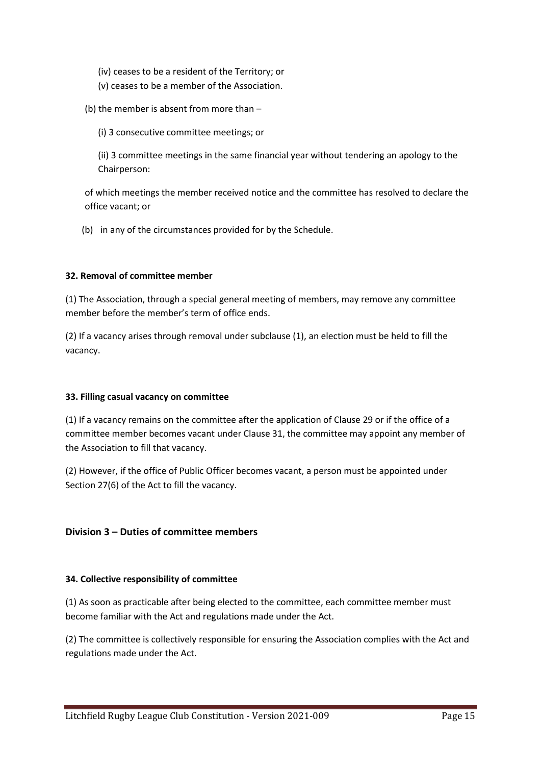(iv) ceases to be a resident of the Territory; or

(v) ceases to be a member of the Association.

(b) the member is absent from more than –

(i) 3 consecutive committee meetings; or

(ii) 3 committee meetings in the same financial year without tendering an apology to the Chairperson:

of which meetings the member received notice and the committee has resolved to declare the office vacant; or

(b) in any of the circumstances provided for by the Schedule.

**32. Removal of committee member**

(1) The Association, through a special general meeting of members, may remove any committee member before the member's term of office ends.

(2) If a vacancy arises through removal under subclause (1), an election must be held to fill the vacancy.

**33. Filling casual vacancy on committee**

(1) If a vacancy remains on the committee after the application of Clause 29 or if the office of a committee member becomes vacant under Clause 31, the committee may appoint any member of the Association to fill that vacancy.

(2) However, if the office of Public Officer becomes vacant, a person must be appointed under Section 27(6) of the Act to fill the vacancy.

## Division 3 – Duties of committee members

**34. Collective responsibility of committee**

(1) As soon as practicable after being elected to the committee, each committee member must become familiar with the Act and regulations made under the Act.

(2) The committee is collectively responsible for ensuring the Association complies with the Act and regulations made under the Act.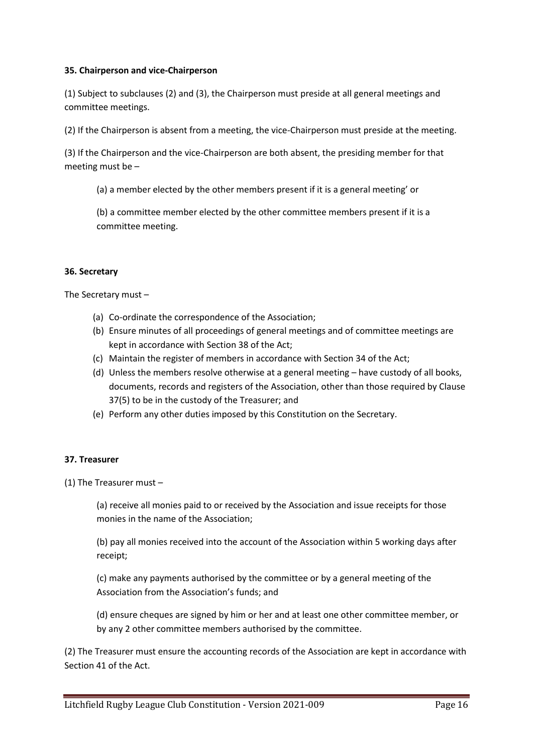#### 35. Chairperson and vice-Chairperson

(1) Subject to subclauses (2) and (3), the Chairperson must preside at all general meetings and committee meetings.

(2) If the Chairperson is absent from a meeting, the vice-Chairperson must preside at the meeting.

(3) If the Chairperson and the vice-Chairperson are both absent, the presiding member for that meeting must be –

(a) a member elected by the other members present if it is a general meeting' or

(b) a committee member elected by the other committee members present if it is a committee meeting.

#### 36. Secretary

The Secretary must –

(a) Co-ordinate the correspondence of the Association;
(b) Ensure minutes of all proceedings of general meetings and of committee meetings are kept in accordance with Section 38 of the Act;
(c) Maintain the register of members in accordance with Section 34 of the Act;
(d) Unless the members resolve otherwise at a general meeting – have custody of all books, documents, records and registers of the Association, other than those required by Clause 37(5) to be in the custody of the Treasurer; and
(e) Perform any other duties imposed by this Constitution on the Secretary.

#### 37. Treasurer

(1) The Treasurer must –

(a) receive all monies paid to or received by the Association and issue receipts for those monies in the name of the Association;

(b) pay all monies received into the account of the Association within 5 working days after receipt;

(c) make any payments authorised by the committee or by a general meeting of the Association from the Association's funds; and

(d) ensure cheques are signed by him or her and at least one other committee member, or by any 2 other committee members authorised by the committee.

(2) The Treasurer must ensure the accounting records of the Association are kept in accordance with Section 41 of the Act.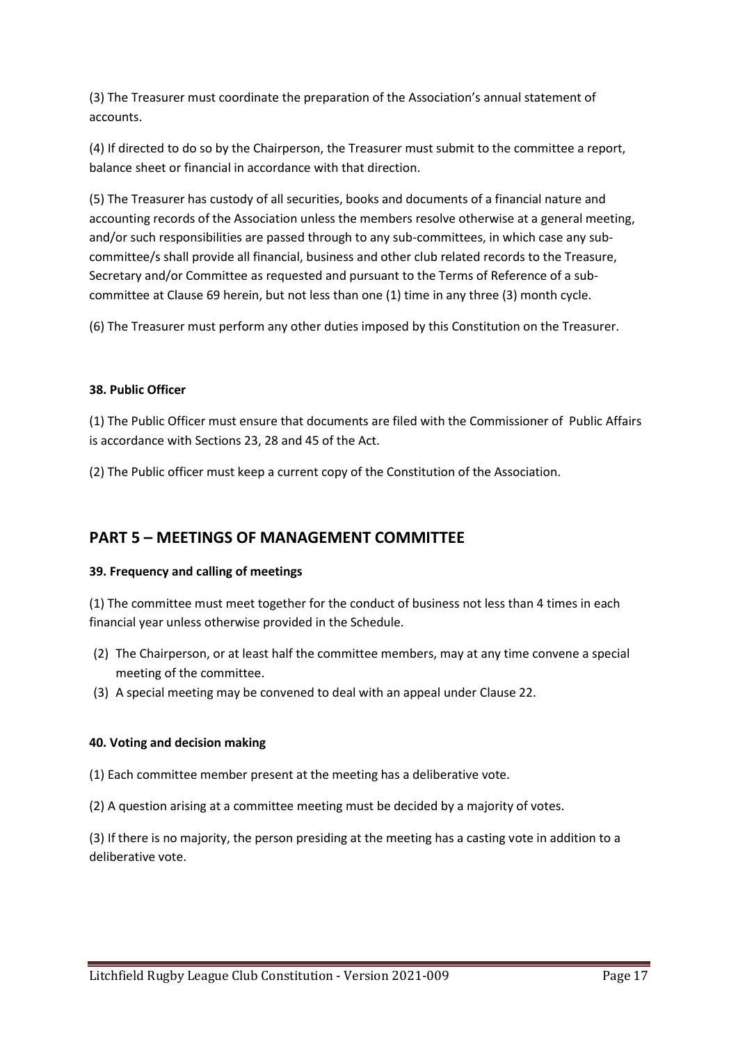(3) The Treasurer must coordinate the preparation of the Association's annual statement of accounts.

(4) If directed to do so by the Chairperson, the Treasurer must submit to the committee a report, balance sheet or financial in accordance with that direction.

(5) The Treasurer has custody of all securities, books and documents of a financial nature and accounting records of the Association unless the members resolve otherwise at a general meeting, and/or such responsibilities are passed through to any sub-committees, in which case any sub-committee/s shall provide all financial, business and other club related records to the Treasure, Secretary and/or Committee as requested and pursuant to the Terms of Reference of a sub-committee at Clause 69 herein, but not less than one (1) time in any three (3) month cycle.

(6) The Treasurer must perform any other duties imposed by this Constitution on the Treasurer.

**38. Public Officer**

(1) The Public Officer must ensure that documents are filed with the Commissioner of Public Affairs is accordance with Sections 23, 28 and 45 of the Act.

(2) The Public officer must keep a current copy of the Constitution of the Association.

## PART 5 – MEETINGS OF MANAGEMENT COMMITTEE

**39. Frequency and calling of meetings**

(1) The committee must meet together for the conduct of business not less than 4 times in each financial year unless otherwise provided in the Schedule.

(2) The Chairperson, or at least half the committee members, may at any time convene a special meeting of the committee.

(3) A special meeting may be convened to deal with an appeal under Clause 22.

**40. Voting and decision making**

(1) Each committee member present at the meeting has a deliberative vote.

(2) A question arising at a committee meeting must be decided by a majority of votes.

(3) If there is no majority, the person presiding at the meeting has a casting vote in addition to a deliberative vote.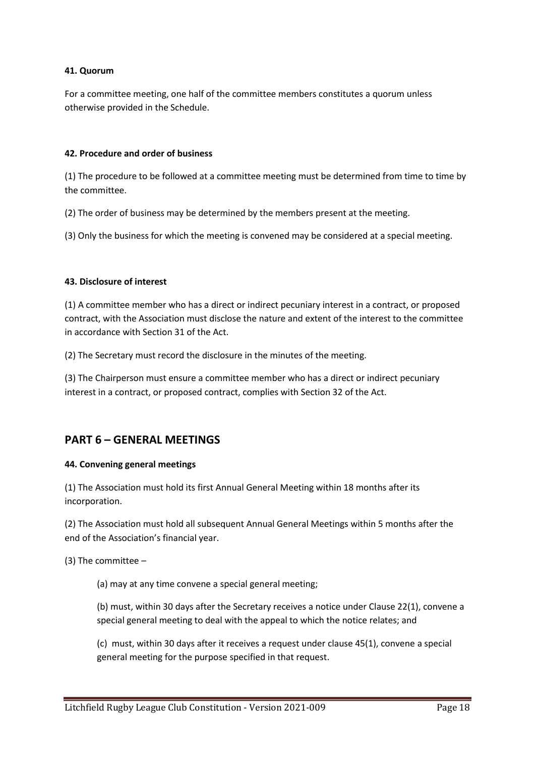#### 41. Quorum

For a committee meeting, one half of the committee members constitutes a quorum unless otherwise provided in the Schedule.

#### 42. Procedure and order of business

(1) The procedure to be followed at a committee meeting must be determined from time to time by the committee.

(2) The order of business may be determined by the members present at the meeting.

(3) Only the business for which the meeting is convened may be considered at a special meeting.

#### 43. Disclosure of interest

(1) A committee member who has a direct or indirect pecuniary interest in a contract, or proposed contract, with the Association must disclose the nature and extent of the interest to the committee in accordance with Section 31 of the Act.

(2) The Secretary must record the disclosure in the minutes of the meeting.

(3) The Chairperson must ensure a committee member who has a direct or indirect pecuniary interest in a contract, or proposed contract, complies with Section 32 of the Act.

## PART 6 – GENERAL MEETINGS

#### 44. Convening general meetings

(1) The Association must hold its first Annual General Meeting within 18 months after its incorporation.

(2) The Association must hold all subsequent Annual General Meetings within 5 months after the end of the Association's financial year.

(3) The committee –

(a) may at any time convene a special general meeting;

(b) must, within 30 days after the Secretary receives a notice under Clause 22(1), convene a special general meeting to deal with the appeal to which the notice relates; and

(c) must, within 30 days after it receives a request under clause 45(1), convene a special general meeting for the purpose specified in that request.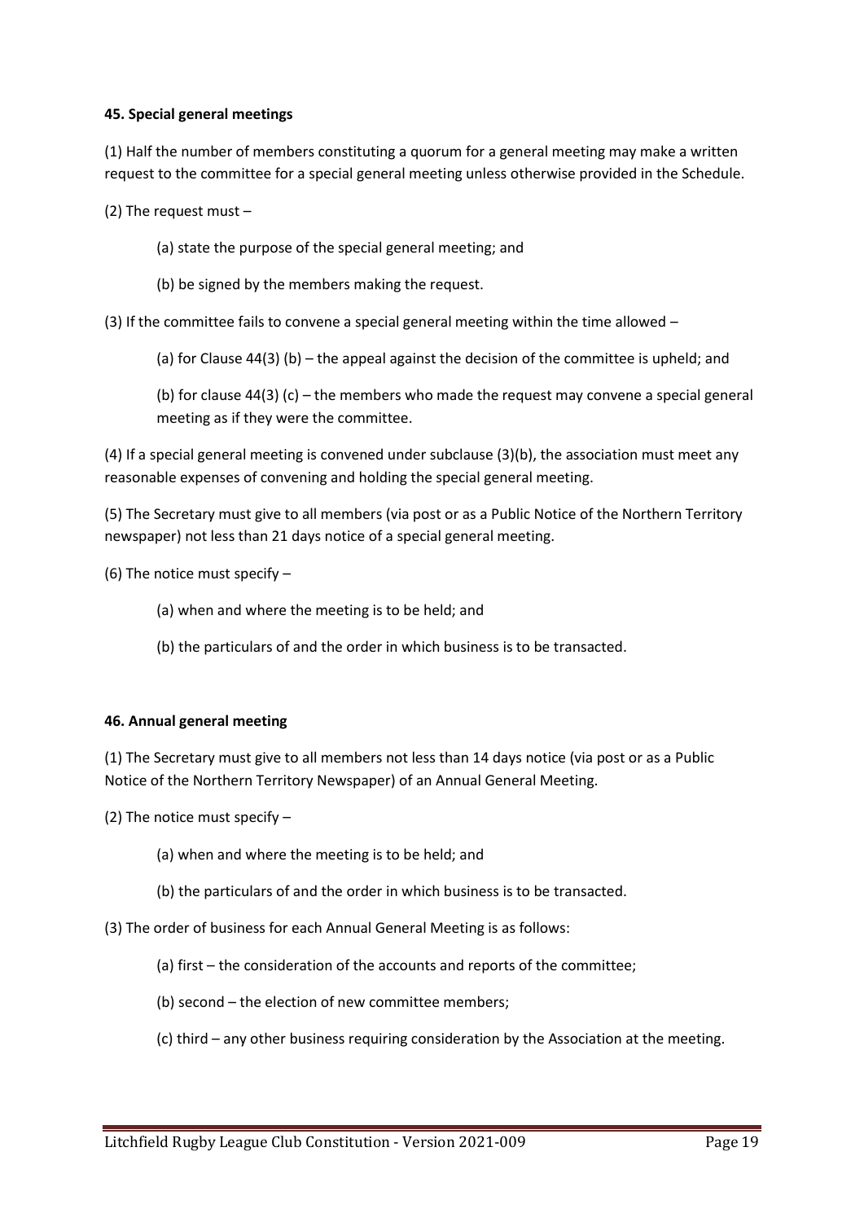**45. Special general meetings**

(1) Half the number of members constituting a quorum for a general meeting may make a written request to the committee for a special general meeting unless otherwise provided in the Schedule.

(2) The request must –

(a) state the purpose of the special general meeting; and

(b) be signed by the members making the request.

(3) If the committee fails to convene a special general meeting within the time allowed –

(a) for Clause 44(3) (b) – the appeal against the decision of the committee is upheld; and

(b) for clause 44(3) (c) – the members who made the request may convene a special general meeting as if they were the committee.

(4) If a special general meeting is convened under subclause (3)(b), the association must meet any reasonable expenses of convening and holding the special general meeting.

(5) The Secretary must give to all members (via post or as a Public Notice of the Northern Territory newspaper) not less than 21 days notice of a special general meeting.

(6) The notice must specify –

(a) when and where the meeting is to be held; and

(b) the particulars of and the order in which business is to be transacted.

**46. Annual general meeting**

(1) The Secretary must give to all members not less than 14 days notice (via post or as a Public Notice of the Northern Territory Newspaper) of an Annual General Meeting.

(2) The notice must specify –

(a) when and where the meeting is to be held; and

(b) the particulars of and the order in which business is to be transacted.

(3) The order of business for each Annual General Meeting is as follows:

(a) first – the consideration of the accounts and reports of the committee;

(b) second – the election of new committee members;

(c) third – any other business requiring consideration by the Association at the meeting.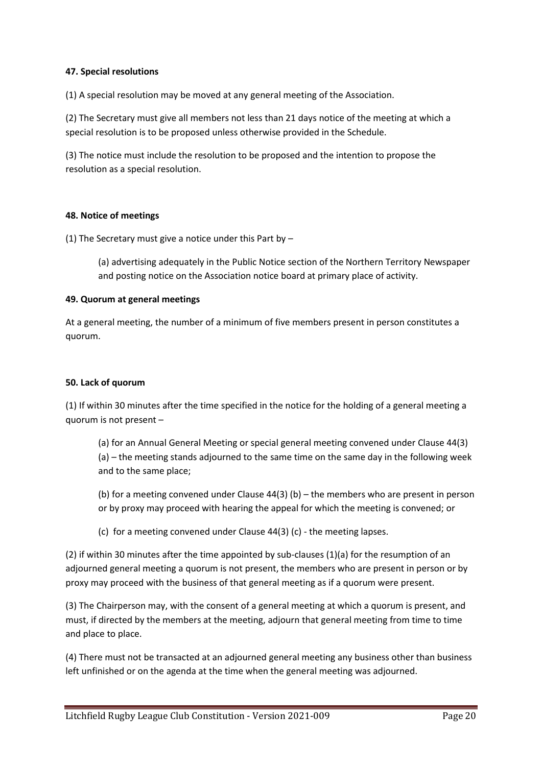**47. Special resolutions**

(1) A special resolution may be moved at any general meeting of the Association.

(2) The Secretary must give all members not less than 21 days notice of the meeting at which a special resolution is to be proposed unless otherwise provided in the Schedule.

(3) The notice must include the resolution to be proposed and the intention to propose the resolution as a special resolution.

**48. Notice of meetings**

(1) The Secretary must give a notice under this Part by –

> (a) advertising adequately in the Public Notice section of the Northern Territory Newspaper and posting notice on the Association notice board at primary place of activity.

**49. Quorum at general meetings**

At a general meeting, the number of a minimum of five members present in person constitutes a quorum.

**50. Lack of quorum**

(1) If within 30 minutes after the time specified in the notice for the holding of a general meeting a quorum is not present –

> (a) for an Annual General Meeting or special general meeting convened under Clause 44(3) (a) – the meeting stands adjourned to the same time on the same day in the following week and to the same place;
>
> (b) for a meeting convened under Clause 44(3) (b) – the members who are present in person or by proxy may proceed with hearing the appeal for which the meeting is convened; or
>
> (c) for a meeting convened under Clause 44(3) (c) - the meeting lapses.

(2) if within 30 minutes after the time appointed by sub-clauses (1)(a) for the resumption of an adjourned general meeting a quorum is not present, the members who are present in person or by proxy may proceed with the business of that general meeting as if a quorum were present.

(3) The Chairperson may, with the consent of a general meeting at which a quorum is present, and must, if directed by the members at the meeting, adjourn that general meeting from time to time and place to place.

(4) There must not be transacted at an adjourned general meeting any business other than business left unfinished or on the agenda at the time when the general meeting was adjourned.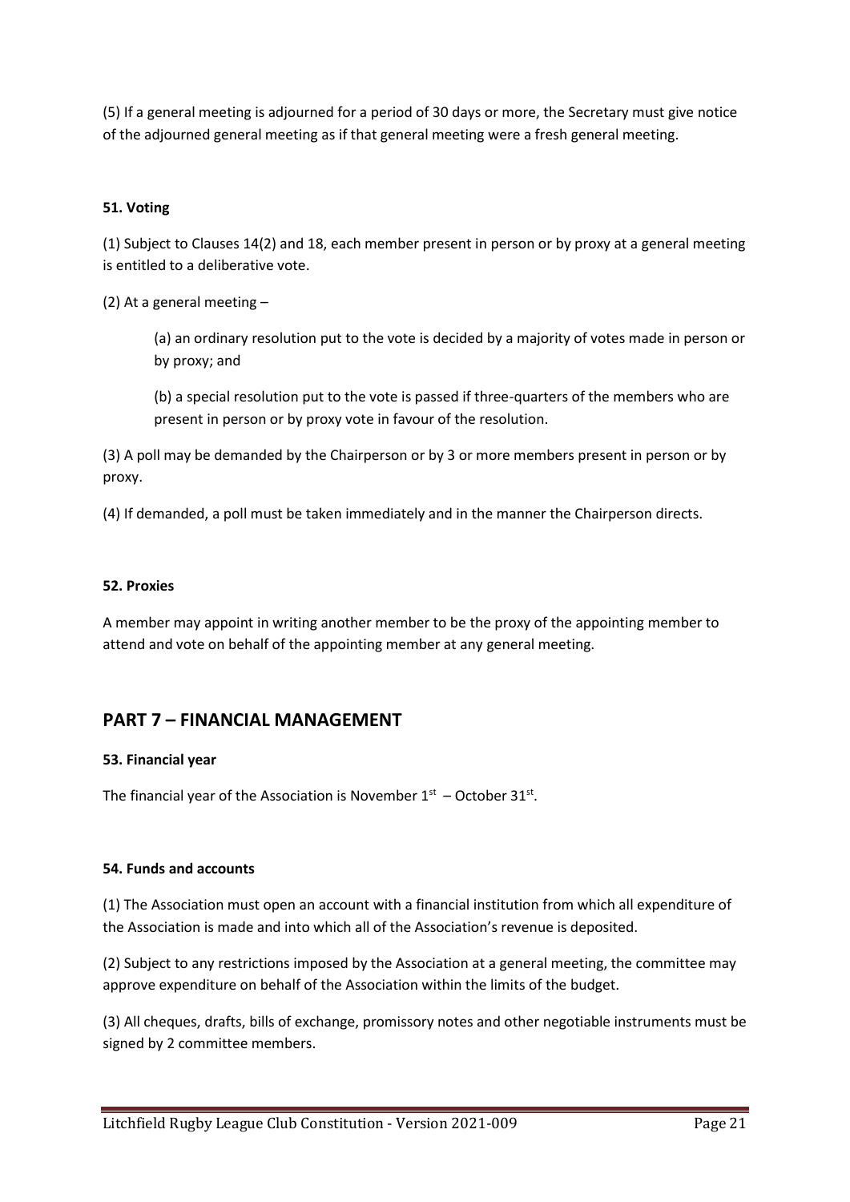(5) If a general meeting is adjourned for a period of 30 days or more, the Secretary must give notice of the adjourned general meeting as if that general meeting were a fresh general meeting.

#### 51. Voting

(1) Subject to Clauses 14(2) and 18, each member present in person or by proxy at a general meeting is entitled to a deliberative vote.

(2) At a general meeting –

> (a) an ordinary resolution put to the vote is decided by a majority of votes made in person or by proxy; and
>
> (b) a special resolution put to the vote is passed if three-quarters of the members who are present in person or by proxy vote in favour of the resolution.

(3) A poll may be demanded by the Chairperson or by 3 or more members present in person or by proxy.

(4) If demanded, a poll must be taken immediately and in the manner the Chairperson directs.

#### 52. Proxies

A member may appoint in writing another member to be the proxy of the appointing member to attend and vote on behalf of the appointing member at any general meeting.

## PART 7 – FINANCIAL MANAGEMENT

#### 53. Financial year

The financial year of the Association is November 1st – October 31st.

#### 54. Funds and accounts

(1) The Association must open an account with a financial institution from which all expenditure of the Association is made and into which all of the Association's revenue is deposited.

(2) Subject to any restrictions imposed by the Association at a general meeting, the committee may approve expenditure on behalf of the Association within the limits of the budget.

(3) All cheques, drafts, bills of exchange, promissory notes and other negotiable instruments must be signed by 2 committee members.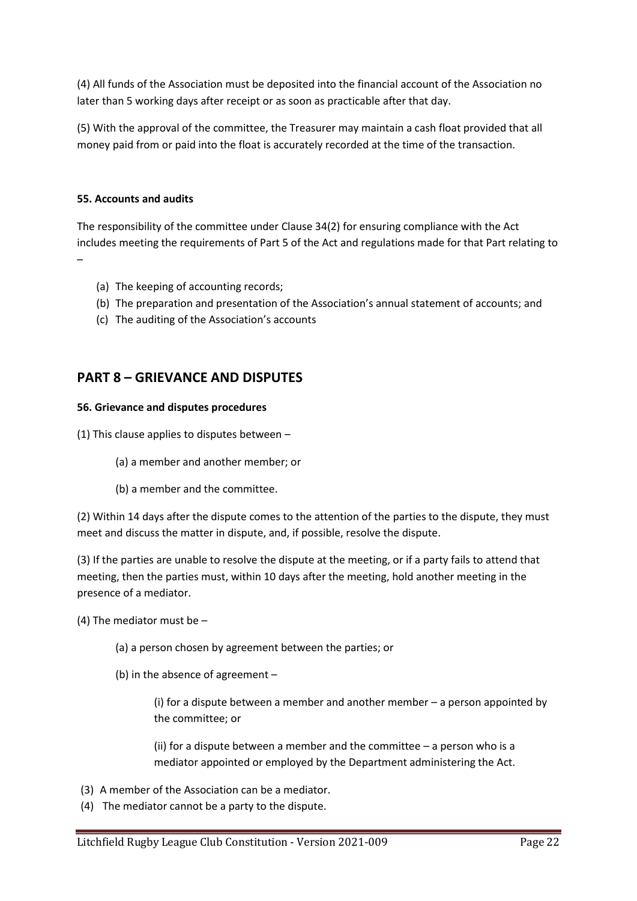(4) All funds of the Association must be deposited into the financial account of the Association no later than 5 working days after receipt or as soon as practicable after that day.

(5) With the approval of the committee, the Treasurer may maintain a cash float provided that all money paid from or paid into the float is accurately recorded at the time of the transaction.

**55. Accounts and audits**

The responsibility of the committee under Clause 34(2) for ensuring compliance with the Act includes meeting the requirements of Part 5 of the Act and regulations made for that Part relating to –

(a) The keeping of accounting records;
(b) The preparation and presentation of the Association's annual statement of accounts; and
(c) The auditing of the Association's accounts

## PART 8 – GRIEVANCE AND DISPUTES

**56. Grievance and disputes procedures**

(1) This clause applies to disputes between –

(a) a member and another member; or

(b) a member and the committee.

(2) Within 14 days after the dispute comes to the attention of the parties to the dispute, they must meet and discuss the matter in dispute, and, if possible, resolve the dispute.

(3) If the parties are unable to resolve the dispute at the meeting, or if a party fails to attend that meeting, then the parties must, within 10 days after the meeting, hold another meeting in the presence of a mediator.

(4) The mediator must be –

(a) a person chosen by agreement between the parties; or

(b) in the absence of agreement –

(i) for a dispute between a member and another member – a person appointed by the committee; or

(ii) for a dispute between a member and the committee – a person who is a mediator appointed or employed by the Department administering the Act.

(3) A member of the Association can be a mediator.

(4) The mediator cannot be a party to the dispute.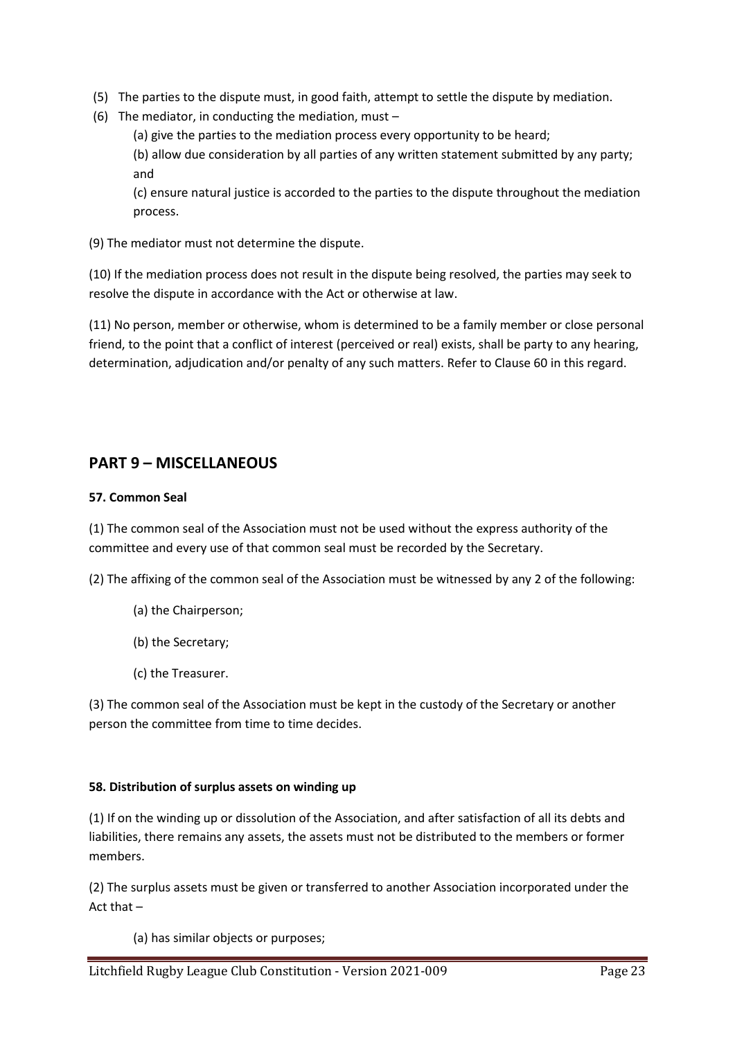(5) The parties to the dispute must, in good faith, attempt to settle the dispute by mediation.

(6) The mediator, in conducting the mediation, must –

(a) give the parties to the mediation process every opportunity to be heard;

(b) allow due consideration by all parties of any written statement submitted by any party; and

(c) ensure natural justice is accorded to the parties to the dispute throughout the mediation process.

(9) The mediator must not determine the dispute.

(10) If the mediation process does not result in the dispute being resolved, the parties may seek to resolve the dispute in accordance with the Act or otherwise at law.

(11) No person, member or otherwise, whom is determined to be a family member or close personal friend, to the point that a conflict of interest (perceived or real) exists, shall be party to any hearing, determination, adjudication and/or penalty of any such matters. Refer to Clause 60 in this regard.

## PART 9 – MISCELLANEOUS

### 57. Common Seal

(1) The common seal of the Association must not be used without the express authority of the committee and every use of that common seal must be recorded by the Secretary.

(2) The affixing of the common seal of the Association must be witnessed by any 2 of the following:

(a) the Chairperson;

(b) the Secretary;

(c) the Treasurer.

(3) The common seal of the Association must be kept in the custody of the Secretary or another person the committee from time to time decides.

### 58. Distribution of surplus assets on winding up

(1) If on the winding up or dissolution of the Association, and after satisfaction of all its debts and liabilities, there remains any assets, the assets must not be distributed to the members or former members.

(2) The surplus assets must be given or transferred to another Association incorporated under the Act that –

(a) has similar objects or purposes;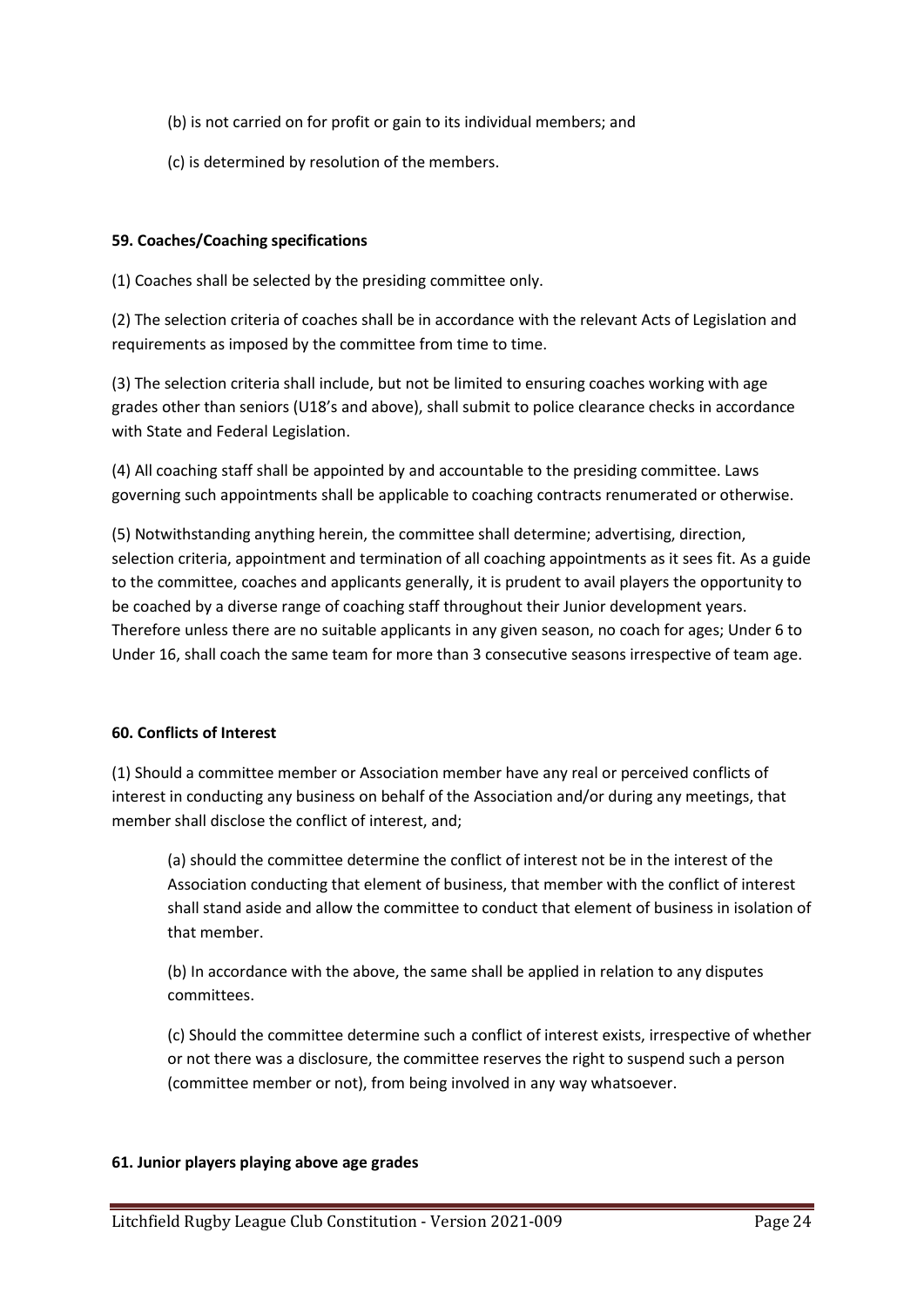(b) is not carried on for profit or gain to its individual members; and

(c) is determined by resolution of the members.

**59. Coaches/Coaching specifications**

(1) Coaches shall be selected by the presiding committee only.

(2) The selection criteria of coaches shall be in accordance with the relevant Acts of Legislation and requirements as imposed by the committee from time to time.

(3) The selection criteria shall include, but not be limited to ensuring coaches working with age grades other than seniors (U18's and above), shall submit to police clearance checks in accordance with State and Federal Legislation.

(4) All coaching staff shall be appointed by and accountable to the presiding committee. Laws governing such appointments shall be applicable to coaching contracts renumerated or otherwise.

(5) Notwithstanding anything herein, the committee shall determine; advertising, direction, selection criteria, appointment and termination of all coaching appointments as it sees fit. As a guide to the committee, coaches and applicants generally, it is prudent to avail players the opportunity to be coached by a diverse range of coaching staff throughout their Junior development years. Therefore unless there are no suitable applicants in any given season, no coach for ages; Under 6 to Under 16, shall coach the same team for more than 3 consecutive seasons irrespective of team age.

**60. Conflicts of Interest**

(1) Should a committee member or Association member have any real or perceived conflicts of interest in conducting any business on behalf of the Association and/or during any meetings, that member shall disclose the conflict of interest, and;

(a) should the committee determine the conflict of interest not be in the interest of the Association conducting that element of business, that member with the conflict of interest shall stand aside and allow the committee to conduct that element of business in isolation of that member.

(b) In accordance with the above, the same shall be applied in relation to any disputes committees.

(c) Should the committee determine such a conflict of interest exists, irrespective of whether or not there was a disclosure, the committee reserves the right to suspend such a person (committee member or not), from being involved in any way whatsoever.

**61. Junior players playing above age grades**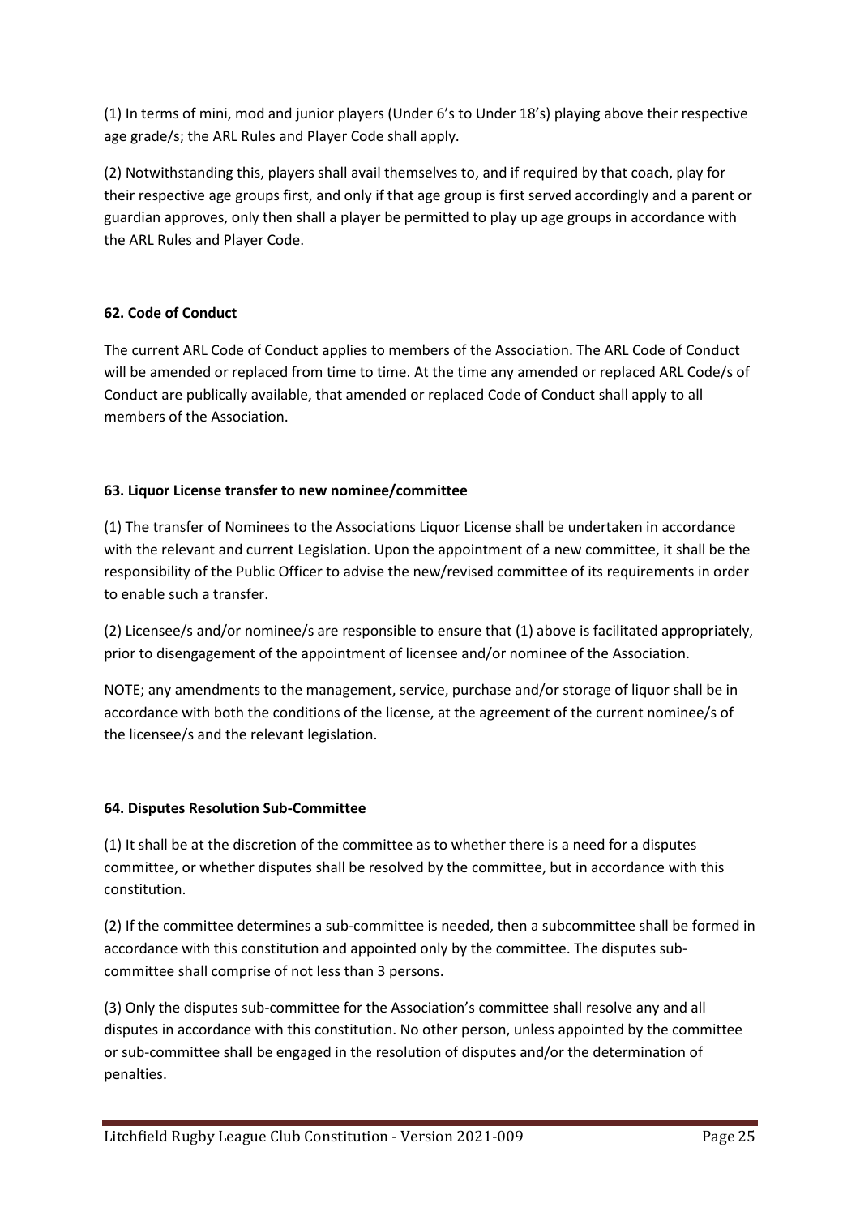(1) In terms of mini, mod and junior players (Under 6's to Under 18's) playing above their respective age grade/s; the ARL Rules and Player Code shall apply.

(2) Notwithstanding this, players shall avail themselves to, and if required by that coach, play for their respective age groups first, and only if that age group is first served accordingly and a parent or guardian approves, only then shall a player be permitted to play up age groups in accordance with the ARL Rules and Player Code.

**62. Code of Conduct**

The current ARL Code of Conduct applies to members of the Association. The ARL Code of Conduct will be amended or replaced from time to time. At the time any amended or replaced ARL Code/s of Conduct are publically available, that amended or replaced Code of Conduct shall apply to all members of the Association.

**63. Liquor License transfer to new nominee/committee**

(1) The transfer of Nominees to the Associations Liquor License shall be undertaken in accordance with the relevant and current Legislation. Upon the appointment of a new committee, it shall be the responsibility of the Public Officer to advise the new/revised committee of its requirements in order to enable such a transfer.

(2) Licensee/s and/or nominee/s are responsible to ensure that (1) above is facilitated appropriately, prior to disengagement of the appointment of licensee and/or nominee of the Association.

NOTE; any amendments to the management, service, purchase and/or storage of liquor shall be in accordance with both the conditions of the license, at the agreement of the current nominee/s of the licensee/s and the relevant legislation.

**64. Disputes Resolution Sub-Committee**

(1) It shall be at the discretion of the committee as to whether there is a need for a disputes committee, or whether disputes shall be resolved by the committee, but in accordance with this constitution.

(2) If the committee determines a sub-committee is needed, then a subcommittee shall be formed in accordance with this constitution and appointed only by the committee. The disputes sub-committee shall comprise of not less than 3 persons.

(3) Only the disputes sub-committee for the Association's committee shall resolve any and all disputes in accordance with this constitution. No other person, unless appointed by the committee or sub-committee shall be engaged in the resolution of disputes and/or the determination of penalties.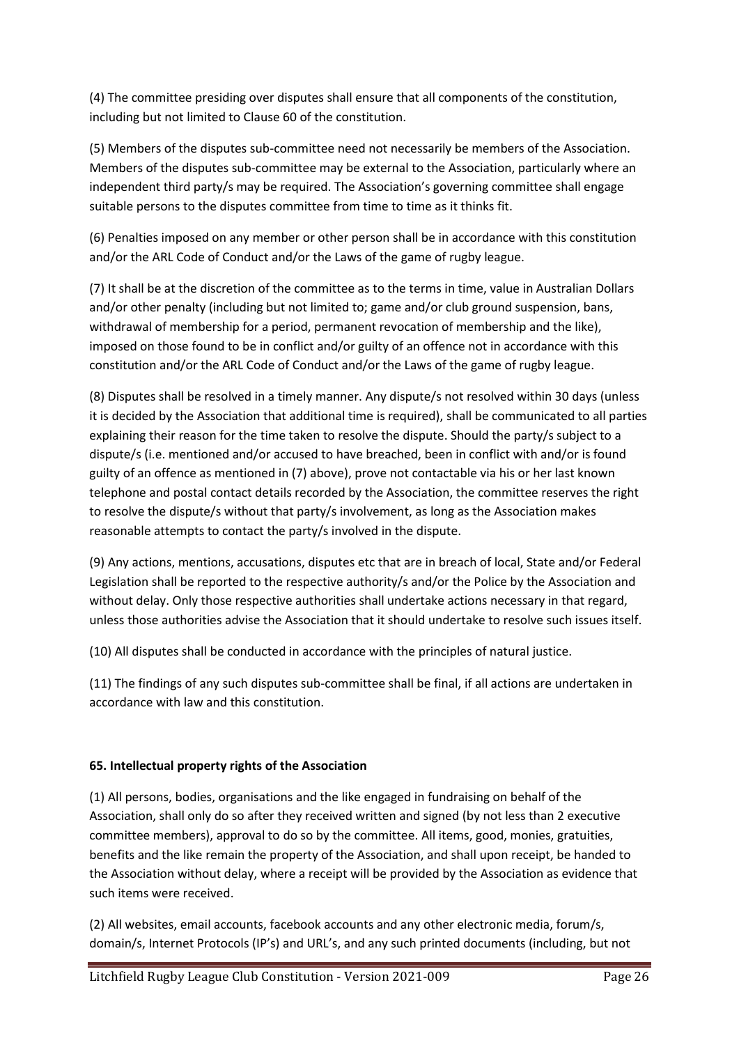(4) The committee presiding over disputes shall ensure that all components of the constitution, including but not limited to Clause 60 of the constitution.

(5) Members of the disputes sub-committee need not necessarily be members of the Association. Members of the disputes sub-committee may be external to the Association, particularly where an independent third party/s may be required. The Association's governing committee shall engage suitable persons to the disputes committee from time to time as it thinks fit.

(6) Penalties imposed on any member or other person shall be in accordance with this constitution and/or the ARL Code of Conduct and/or the Laws of the game of rugby league.

(7) It shall be at the discretion of the committee as to the terms in time, value in Australian Dollars and/or other penalty (including but not limited to; game and/or club ground suspension, bans, withdrawal of membership for a period, permanent revocation of membership and the like), imposed on those found to be in conflict and/or guilty of an offence not in accordance with this constitution and/or the ARL Code of Conduct and/or the Laws of the game of rugby league.

(8) Disputes shall be resolved in a timely manner. Any dispute/s not resolved within 30 days (unless it is decided by the Association that additional time is required), shall be communicated to all parties explaining their reason for the time taken to resolve the dispute. Should the party/s subject to a dispute/s (i.e. mentioned and/or accused to have breached, been in conflict with and/or is found guilty of an offence as mentioned in (7) above), prove not contactable via his or her last known telephone and postal contact details recorded by the Association, the committee reserves the right to resolve the dispute/s without that party/s involvement, as long as the Association makes reasonable attempts to contact the party/s involved in the dispute.

(9) Any actions, mentions, accusations, disputes etc that are in breach of local, State and/or Federal Legislation shall be reported to the respective authority/s and/or the Police by the Association and without delay. Only those respective authorities shall undertake actions necessary in that regard, unless those authorities advise the Association that it should undertake to resolve such issues itself.

(10) All disputes shall be conducted in accordance with the principles of natural justice.

(11) The findings of any such disputes sub-committee shall be final, if all actions are undertaken in accordance with law and this constitution.

**65. Intellectual property rights of the Association**

(1) All persons, bodies, organisations and the like engaged in fundraising on behalf of the Association, shall only do so after they received written and signed (by not less than 2 executive committee members), approval to do so by the committee. All items, good, monies, gratuities, benefits and the like remain the property of the Association, and shall upon receipt, be handed to the Association without delay, where a receipt will be provided by the Association as evidence that such items were received.

(2) All websites, email accounts, facebook accounts and any other electronic media, forum/s, domain/s, Internet Protocols (IP's) and URL's, and any such printed documents (including, but not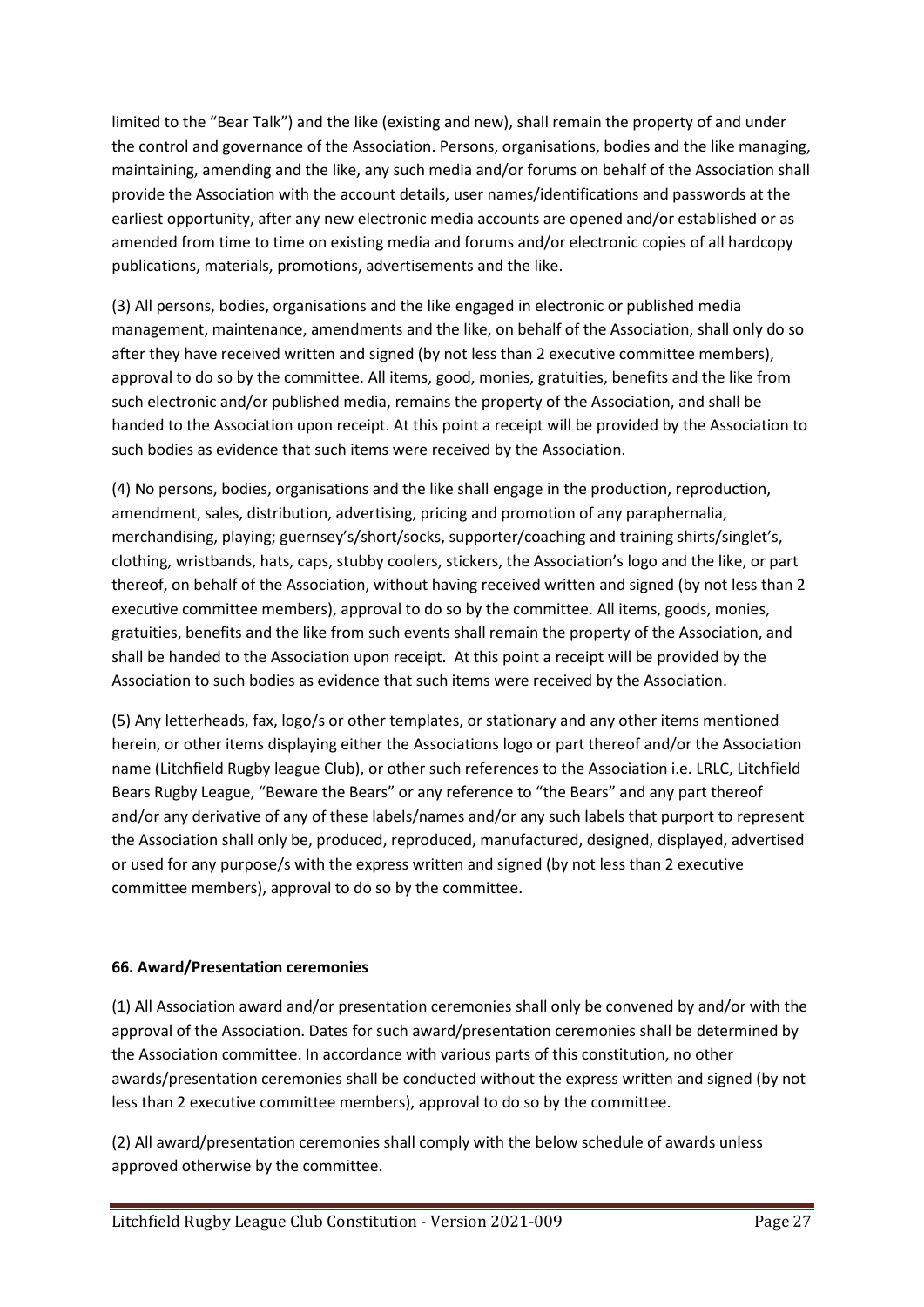limited to the "Bear Talk") and the like (existing and new), shall remain the property of and under the control and governance of the Association. Persons, organisations, bodies and the like managing, maintaining, amending and the like, any such media and/or forums on behalf of the Association shall provide the Association with the account details, user names/identifications and passwords at the earliest opportunity, after any new electronic media accounts are opened and/or established or as amended from time to time on existing media and forums and/or electronic copies of all hardcopy publications, materials, promotions, advertisements and the like.

(3) All persons, bodies, organisations and the like engaged in electronic or published media management, maintenance, amendments and the like, on behalf of the Association, shall only do so after they have received written and signed (by not less than 2 executive committee members), approval to do so by the committee. All items, good, monies, gratuities, benefits and the like from such electronic and/or published media, remains the property of the Association, and shall be handed to the Association upon receipt. At this point a receipt will be provided by the Association to such bodies as evidence that such items were received by the Association.

(4) No persons, bodies, organisations and the like shall engage in the production, reproduction, amendment, sales, distribution, advertising, pricing and promotion of any paraphernalia, merchandising, playing; guernsey's/short/socks, supporter/coaching and training shirts/singlet's, clothing, wristbands, hats, caps, stubby coolers, stickers, the Association's logo and the like, or part thereof, on behalf of the Association, without having received written and signed (by not less than 2 executive committee members), approval to do so by the committee. All items, goods, monies, gratuities, benefits and the like from such events shall remain the property of the Association, and shall be handed to the Association upon receipt. At this point a receipt will be provided by the Association to such bodies as evidence that such items were received by the Association.

(5) Any letterheads, fax, logo/s or other templates, or stationary and any other items mentioned herein, or other items displaying either the Associations logo or part thereof and/or the Association name (Litchfield Rugby league Club), or other such references to the Association i.e. LRLC, Litchfield Bears Rugby League, "Beware the Bears" or any reference to "the Bears" and any part thereof and/or any derivative of any of these labels/names and/or any such labels that purport to represent the Association shall only be, produced, reproduced, manufactured, designed, displayed, advertised or used for any purpose/s with the express written and signed (by not less than 2 executive committee members), approval to do so by the committee.

**66. Award/Presentation ceremonies**

(1) All Association award and/or presentation ceremonies shall only be convened by and/or with the approval of the Association. Dates for such award/presentation ceremonies shall be determined by the Association committee. In accordance with various parts of this constitution, no other awards/presentation ceremonies shall be conducted without the express written and signed (by not less than 2 executive committee members), approval to do so by the committee.

(2) All award/presentation ceremonies shall comply with the below schedule of awards unless approved otherwise by the committee.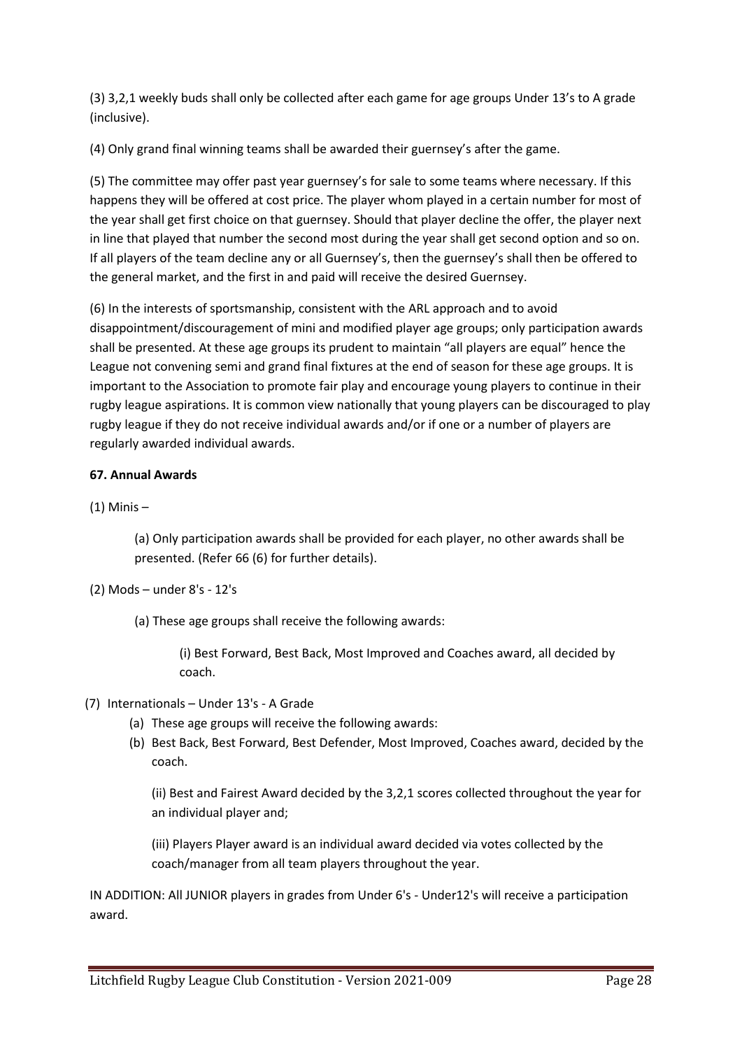(3) 3,2,1 weekly buds shall only be collected after each game for age groups Under 13's to A grade (inclusive).

(4) Only grand final winning teams shall be awarded their guernsey's after the game.

(5) The committee may offer past year guernsey's for sale to some teams where necessary. If this happens they will be offered at cost price. The player whom played in a certain number for most of the year shall get first choice on that guernsey. Should that player decline the offer, the player next in line that played that number the second most during the year shall get second option and so on. If all players of the team decline any or all Guernsey's, then the guernsey's shall then be offered to the general market, and the first in and paid will receive the desired Guernsey.

(6) In the interests of sportsmanship, consistent with the ARL approach and to avoid disappointment/discouragement of mini and modified player age groups; only participation awards shall be presented. At these age groups its prudent to maintain "all players are equal" hence the League not convening semi and grand final fixtures at the end of season for these age groups. It is important to the Association to promote fair play and encourage young players to continue in their rugby league aspirations. It is common view nationally that young players can be discouraged to play rugby league if they do not receive individual awards and/or if one or a number of players are regularly awarded individual awards.

**67. Annual Awards**

(1) Minis –

(a) Only participation awards shall be provided for each player, no other awards shall be presented. (Refer 66 (6) for further details).

(2) Mods – under 8's - 12's

(a) These age groups shall receive the following awards:

(i) Best Forward, Best Back, Most Improved and Coaches award, all decided by coach.

(7) Internationals – Under 13's - A Grade

(a) These age groups will receive the following awards:

(b) Best Back, Best Forward, Best Defender, Most Improved, Coaches award, decided by the coach.

(ii) Best and Fairest Award decided by the 3,2,1 scores collected throughout the year for an individual player and;

(iii) Players Player award is an individual award decided via votes collected by the coach/manager from all team players throughout the year.

IN ADDITION: All JUNIOR players in grades from Under 6's - Under12's will receive a participation award.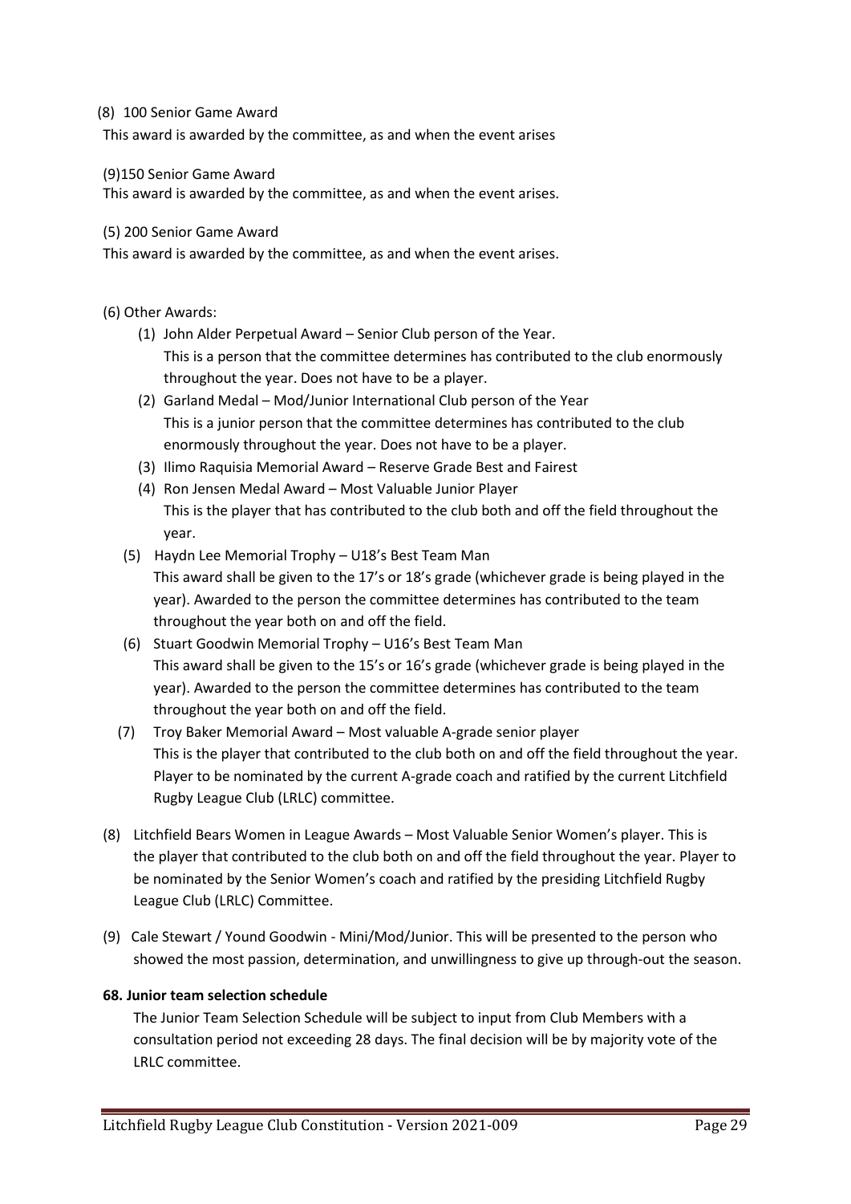(8) 100 Senior Game Award

This award is awarded by the committee, as and when the event arises

(9)150 Senior Game Award

This award is awarded by the committee, as and when the event arises.

(5) 200 Senior Game Award

This award is awarded by the committee, as and when the event arises.

(6) Other Awards:

(1) John Alder Perpetual Award – Senior Club person of the Year.
This is a person that the committee determines has contributed to the club enormously throughout the year. Does not have to be a player.

(2) Garland Medal – Mod/Junior International Club person of the Year
This is a junior person that the committee determines has contributed to the club enormously throughout the year. Does not have to be a player.

(3) Ilimo Raquisia Memorial Award – Reserve Grade Best and Fairest

(4) Ron Jensen Medal Award – Most Valuable Junior Player
This is the player that has contributed to the club both and off the field throughout the year.

(5) Haydn Lee Memorial Trophy – U18's Best Team Man
This award shall be given to the 17's or 18's grade (whichever grade is being played in the year). Awarded to the person the committee determines has contributed to the team throughout the year both on and off the field.

(6) Stuart Goodwin Memorial Trophy – U16's Best Team Man
This award shall be given to the 15's or 16's grade (whichever grade is being played in the year). Awarded to the person the committee determines has contributed to the team throughout the year both on and off the field.

(7) Troy Baker Memorial Award – Most valuable A-grade senior player
This is the player that contributed to the club both on and off the field throughout the year. Player to be nominated by the current A-grade coach and ratified by the current Litchfield Rugby League Club (LRLC) committee.

(8) Litchfield Bears Women in League Awards – Most Valuable Senior Women's player. This is the player that contributed to the club both on and off the field throughout the year. Player to be nominated by the Senior Women's coach and ratified by the presiding Litchfield Rugby League Club (LRLC) Committee.

(9) Cale Stewart / Yound Goodwin - Mini/Mod/Junior. This will be presented to the person who showed the most passion, determination, and unwillingness to give up through-out the season.

**68. Junior team selection schedule**

The Junior Team Selection Schedule will be subject to input from Club Members with a consultation period not exceeding 28 days. The final decision will be by majority vote of the LRLC committee.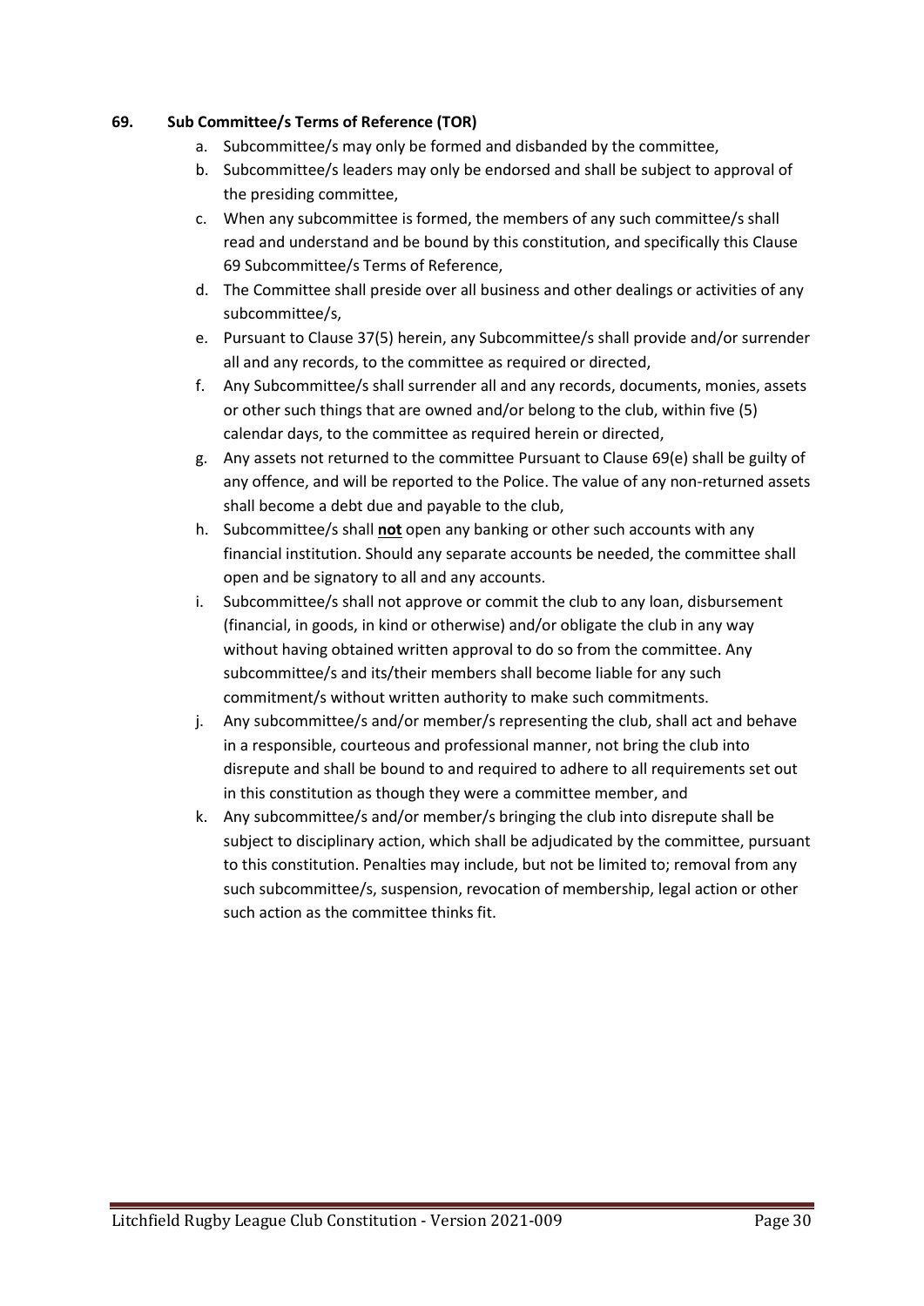### 69. Sub Committee/s Terms of Reference (TOR)

a. Subcommittee/s may only be formed and disbanded by the committee,

b. Subcommittee/s leaders may only be endorsed and shall be subject to approval of the presiding committee,

c. When any subcommittee is formed, the members of any such committee/s shall read and understand and be bound by this constitution, and specifically this Clause 69 Subcommittee/s Terms of Reference,

d. The Committee shall preside over all business and other dealings or activities of any subcommittee/s,

e. Pursuant to Clause 37(5) herein, any Subcommittee/s shall provide and/or surrender all and any records, to the committee as required or directed,

f. Any Subcommittee/s shall surrender all and any records, documents, monies, assets or other such things that are owned and/or belong to the club, within five (5) calendar days, to the committee as required herein or directed,

g. Any assets not returned to the committee Pursuant to Clause 69(e) shall be guilty of any offence, and will be reported to the Police. The value of any non-returned assets shall become a debt due and payable to the club,

h. Subcommittee/s shall **<u>not</u>** open any banking or other such accounts with any financial institution. Should any separate accounts be needed, the committee shall open and be signatory to all and any accounts.

i. Subcommittee/s shall not approve or commit the club to any loan, disbursement (financial, in goods, in kind or otherwise) and/or obligate the club in any way without having obtained written approval to do so from the committee. Any subcommittee/s and its/their members shall become liable for any such commitment/s without written authority to make such commitments.

j. Any subcommittee/s and/or member/s representing the club, shall act and behave in a responsible, courteous and professional manner, not bring the club into disrepute and shall be bound to and required to adhere to all requirements set out in this constitution as though they were a committee member, and

k. Any subcommittee/s and/or member/s bringing the club into disrepute shall be subject to disciplinary action, which shall be adjudicated by the committee, pursuant to this constitution. Penalties may include, but not be limited to; removal from any such subcommittee/s, suspension, revocation of membership, legal action or other such action as the committee thinks fit.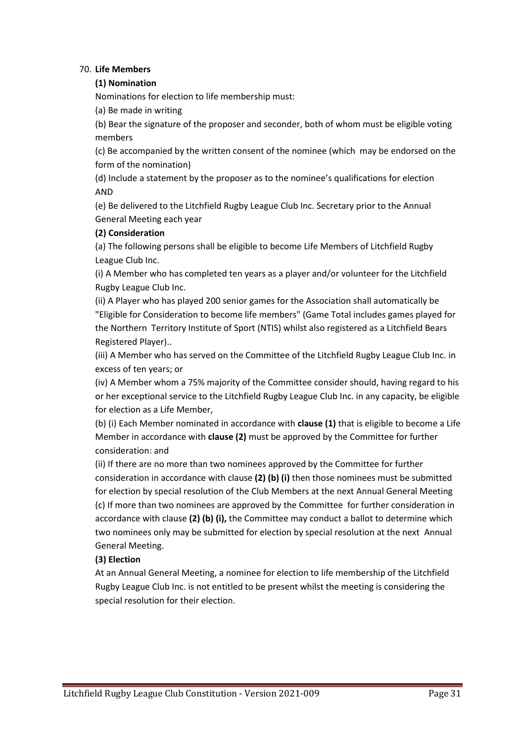70. **Life Members**

**(1) Nomination**

Nominations for election to life membership must:

(a) Be made in writing

(b) Bear the signature of the proposer and seconder, both of whom must be eligible voting members

(c) Be accompanied by the written consent of the nominee (which may be endorsed on the form of the nomination)

(d) Include a statement by the proposer as to the nominee's qualifications for election AND

(e) Be delivered to the Litchfield Rugby League Club Inc. Secretary prior to the Annual General Meeting each year

**(2) Consideration**

(a) The following persons shall be eligible to become Life Members of Litchfield Rugby League Club Inc.

(i) A Member who has completed ten years as a player and/or volunteer for the Litchfield Rugby League Club Inc.

(ii) A Player who has played 200 senior games for the Association shall automatically be "Eligible for Consideration to become life members" (Game Total includes games played for the Northern Territory Institute of Sport (NTIS) whilst also registered as a Litchfield Bears Registered Player)..

(iii) A Member who has served on the Committee of the Litchfield Rugby League Club Inc. in excess of ten years; or

(iv) A Member whom a 75% majority of the Committee consider should, having regard to his or her exceptional service to the Litchfield Rugby League Club Inc. in any capacity, be eligible for election as a Life Member,

(b) (i) Each Member nominated in accordance with **clause (1)** that is eligible to become a Life Member in accordance with **clause (2)** must be approved by the Committee for further consideration: and

(ii) If there are no more than two nominees approved by the Committee for further consideration in accordance with clause **(2) (b) (i)** then those nominees must be submitted for election by special resolution of the Club Members at the next Annual General Meeting

(c) If more than two nominees are approved by the Committee for further consideration in accordance with clause **(2) (b) (i),** the Committee may conduct a ballot to determine which two nominees only may be submitted for election by special resolution at the next Annual General Meeting.

**(3) Election**

At an Annual General Meeting, a nominee for election to life membership of the Litchfield Rugby League Club Inc. is not entitled to be present whilst the meeting is considering the special resolution for their election.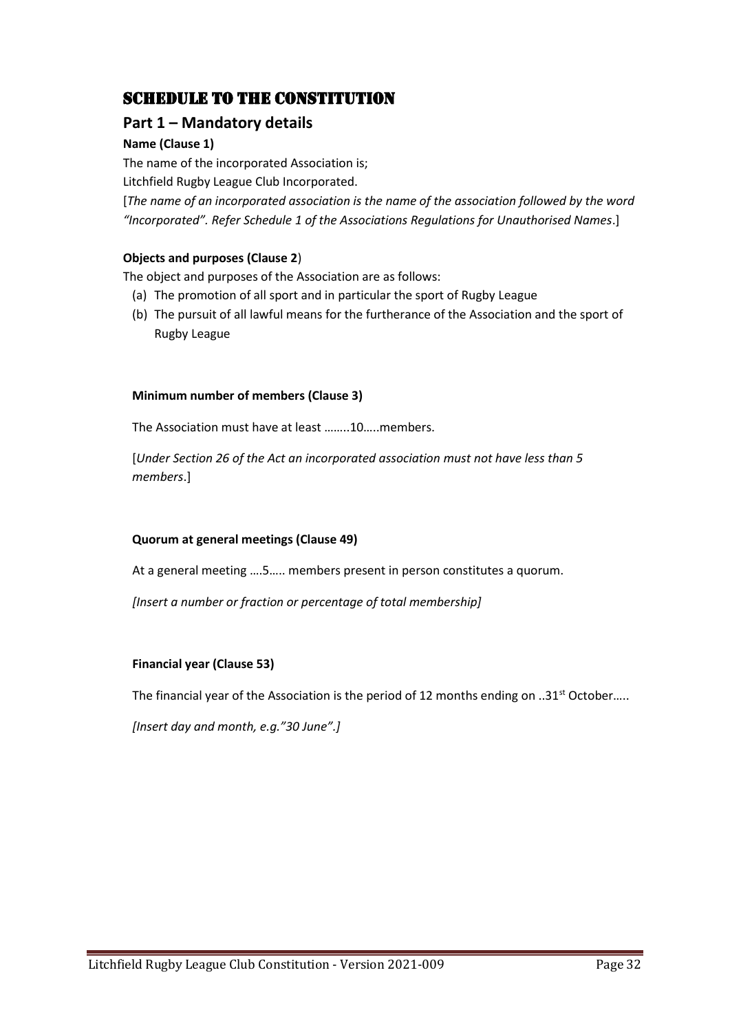# SCHEDULE TO THE CONSTITUTION

## Part 1 – Mandatory details

**Name (Clause 1)**

The name of the incorporated Association is;

Litchfield Rugby League Club Incorporated.

[*The name of an incorporated association is the name of the association followed by the word "Incorporated". Refer Schedule 1 of the Associations Regulations for Unauthorised Names*.]

**Objects and purposes (Clause 2**)

The object and purposes of the Association are as follows:

(a) The promotion of all sport and in particular the sport of Rugby League

(b) The pursuit of all lawful means for the furtherance of the Association and the sport of Rugby League

**Minimum number of members (Clause 3)**

The Association must have at least ……..10…..members.

[*Under Section 26 of the Act an incorporated association must not have less than 5 members*.]

**Quorum at general meetings (Clause 49)**

At a general meeting ….5….. members present in person constitutes a quorum.

*[Insert a number or fraction or percentage of total membership]*

**Financial year (Clause 53)**

The financial year of the Association is the period of 12 months ending on ..31st October…..

*[Insert day and month, e.g."30 June".]*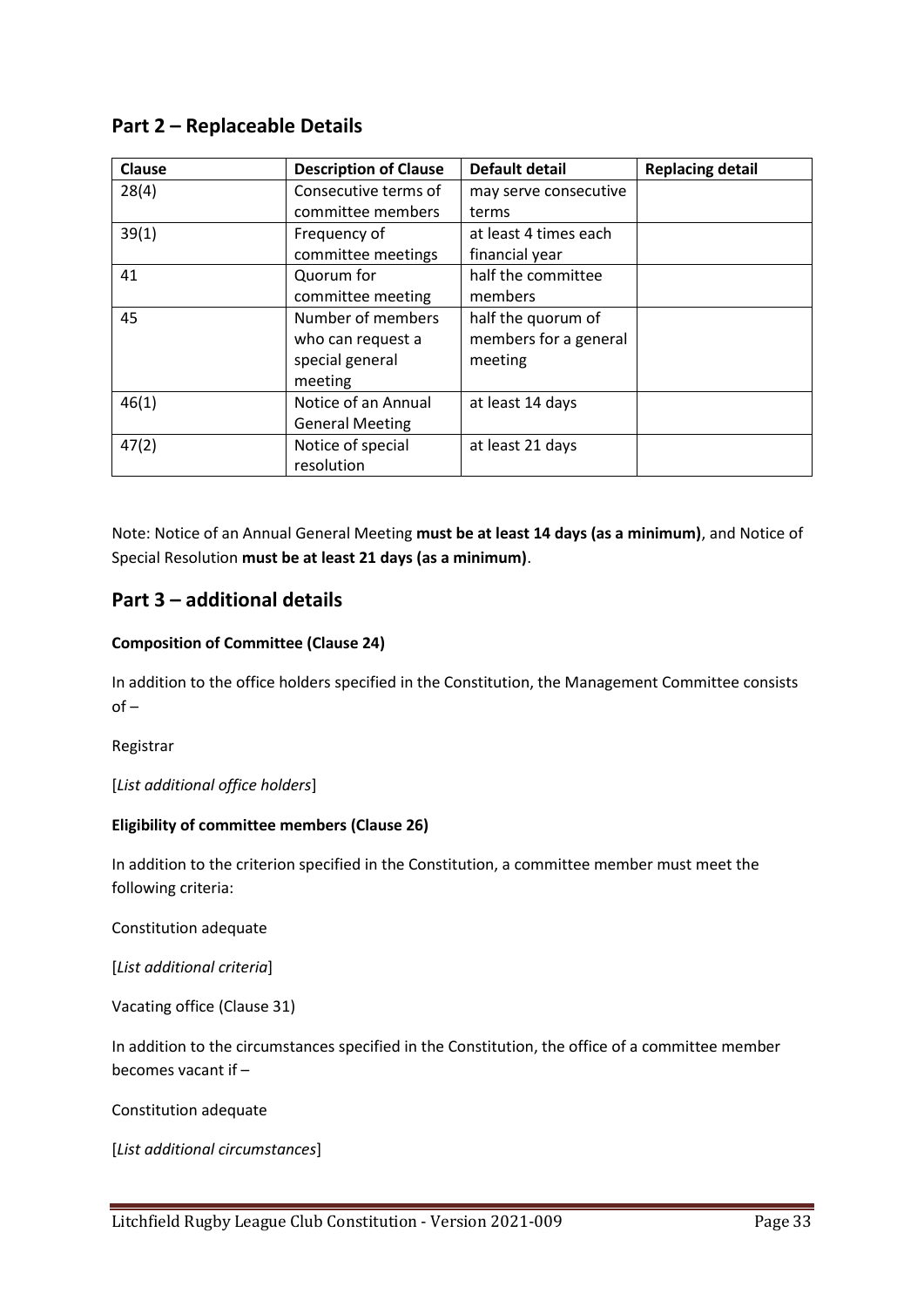## Part 2 – Replaceable Details

| Clause | Description of Clause | Default detail | Replacing detail |
|---|---|---|---|
| 28(4) | Consecutive terms of committee members | may serve consecutive terms | |
| 39(1) | Frequency of committee meetings | at least 4 times each financial year | |
| 41 | Quorum for committee meeting | half the committee members | |
| 45 | Number of members who can request a special general meeting | half the quorum of members for a general meeting | |
| 46(1) | Notice of an Annual General Meeting | at least 14 days | |
| 47(2) | Notice of special resolution | at least 21 days | |

Note: Notice of an Annual General Meeting **must be at least 14 days (as a minimum)**, and Notice of Special Resolution **must be at least 21 days (as a minimum)**.

## Part 3 – additional details

**Composition of Committee (Clause 24)**

In addition to the office holders specified in the Constitution, the Management Committee consists of –

Registrar

[*List additional office holders*]

**Eligibility of committee members (Clause 26)**

In addition to the criterion specified in the Constitution, a committee member must meet the following criteria:

Constitution adequate

[*List additional criteria*]

Vacating office (Clause 31)

In addition to the circumstances specified in the Constitution, the office of a committee member becomes vacant if –

Constitution adequate

[*List additional circumstances*]